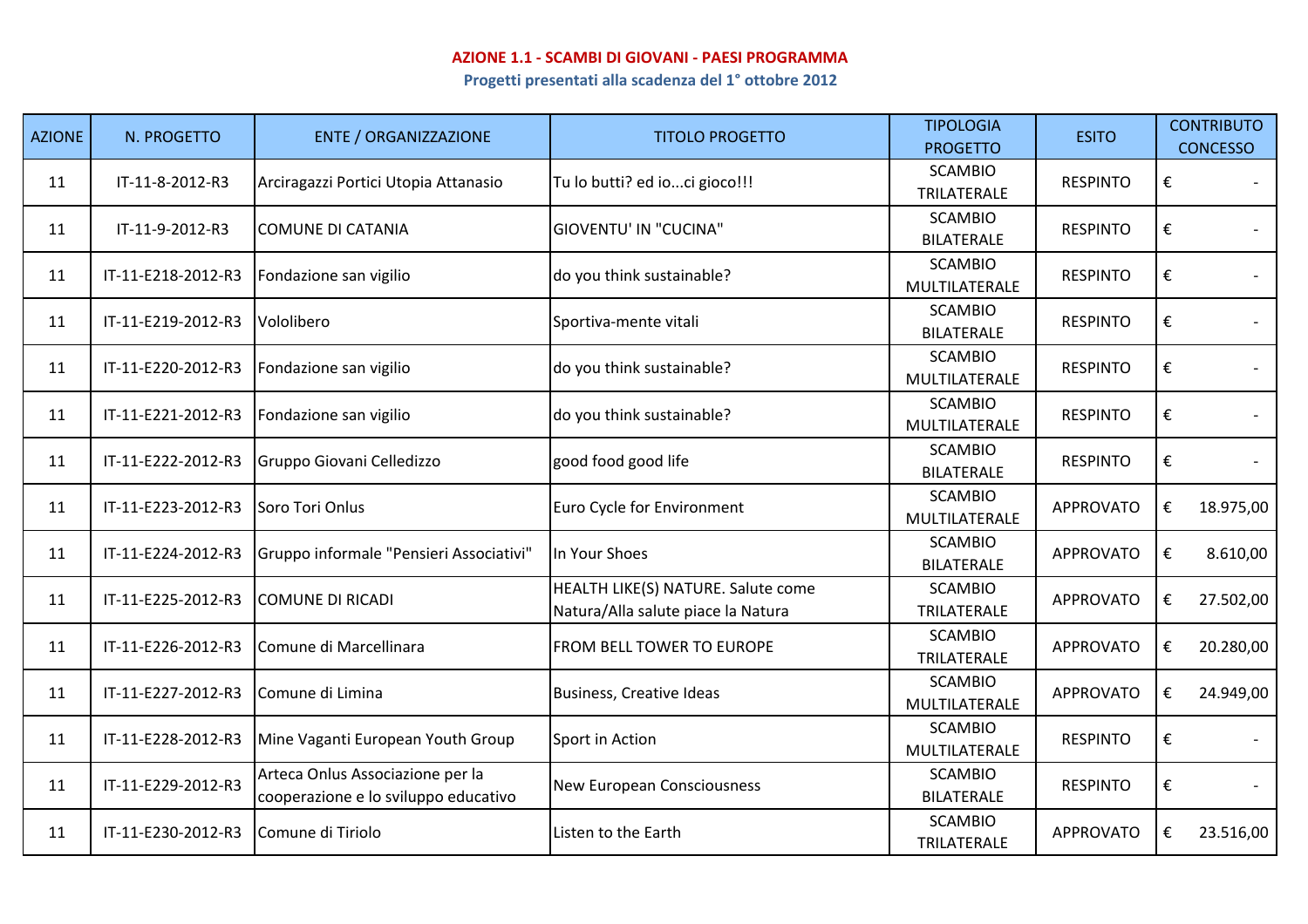## AZIONE 1.1 - SCAMBI DI GIOVANI - PAESI PROGRAMMA

### Progetti presentati alla scadenza del 1° ottobre 2012

| AZIONE | N. PROGETTO | ENTE / ORGANIZZAZIONE | TITOLO PROGETTO | TIPOLOGIA PROGETTO | ESITO | CONTRIBUTO CONCESSO |
|---|---|---|---|---|---|---|
| 11 | IT-11-8-2012-R3 | Arciragazzi Portici Utopia Attanasio | Tu lo butti? ed io...ci gioco!!! | SCAMBIO TRILATERALE | RESPINTO | € - |
| 11 | IT-11-9-2012-R3 | COMUNE DI CATANIA | GIOVENTU' IN "CUCINA" | SCAMBIO BILATERALE | RESPINTO | € - |
| 11 | IT-11-E218-2012-R3 | Fondazione san vigilio | do you think sustainable? | SCAMBIO MULTILATERALE | RESPINTO | € - |
| 11 | IT-11-E219-2012-R3 | Vololibero | Sportiva-mente vitali | SCAMBIO BILATERALE | RESPINTO | € - |
| 11 | IT-11-E220-2012-R3 | Fondazione san vigilio | do you think sustainable? | SCAMBIO MULTILATERALE | RESPINTO | € - |
| 11 | IT-11-E221-2012-R3 | Fondazione san vigilio | do you think sustainable? | SCAMBIO MULTILATERALE | RESPINTO | € - |
| 11 | IT-11-E222-2012-R3 | Gruppo Giovani Celledizzo | good food good life | SCAMBIO BILATERALE | RESPINTO | € - |
| 11 | IT-11-E223-2012-R3 | Soro Tori Onlus | Euro Cycle for Environment | SCAMBIO MULTILATERALE | APPROVATO | € 18.975,00 |
| 11 | IT-11-E224-2012-R3 | Gruppo informale "Pensieri Associativi" | In Your Shoes | SCAMBIO BILATERALE | APPROVATO | € 8.610,00 |
| 11 | IT-11-E225-2012-R3 | COMUNE DI RICADI | HEALTH LIKE(S) NATURE. Salute come Natura/Alla salute piace la Natura | SCAMBIO TRILATERALE | APPROVATO | € 27.502,00 |
| 11 | IT-11-E226-2012-R3 | Comune di Marcellinara | FROM BELL TOWER TO EUROPE | SCAMBIO TRILATERALE | APPROVATO | € 20.280,00 |
| 11 | IT-11-E227-2012-R3 | Comune di Limina | Business, Creative Ideas | SCAMBIO MULTILATERALE | APPROVATO | € 24.949,00 |
| 11 | IT-11-E228-2012-R3 | Mine Vaganti European Youth Group | Sport in Action | SCAMBIO MULTILATERALE | RESPINTO | € - |
| 11 | IT-11-E229-2012-R3 | Arteca Onlus Associazione per la cooperazione e lo sviluppo educativo | New European Consciousness | SCAMBIO BILATERALE | RESPINTO | € - |
| 11 | IT-11-E230-2012-R3 | Comune di Tiriolo | Listen to the Earth | SCAMBIO TRILATERALE | APPROVATO | € 23.516,00 |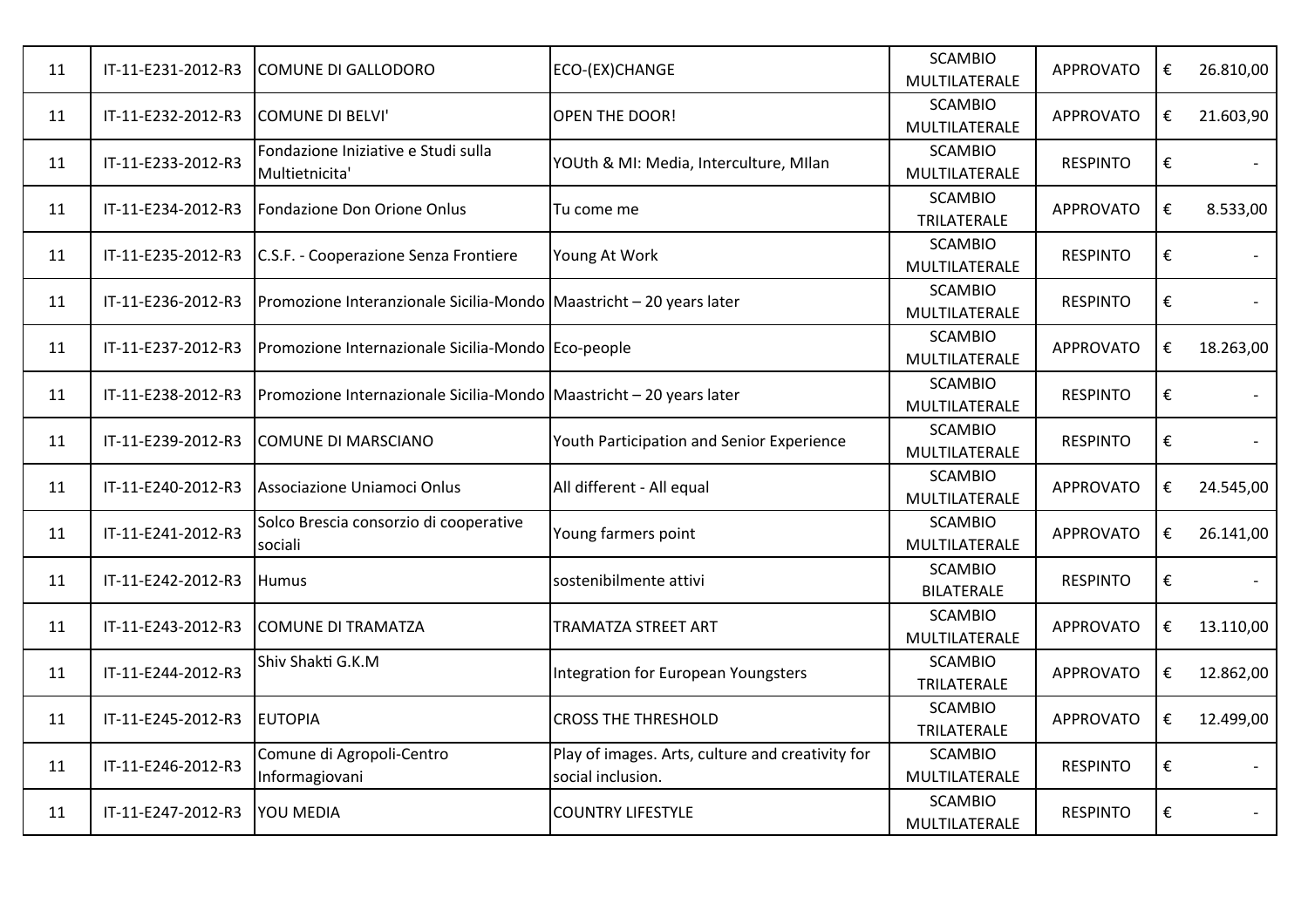| 11 | IT-11-E231-2012-R3 | COMUNE DI GALLODORO | ECO-(EX)CHANGE | SCAMBIO MULTILATERALE | APPROVATO | € | 26.810,00 |
|---|---|---|---|---|---|---|---|
| 11 | IT-11-E232-2012-R3 | COMUNE DI BELVI' | OPEN THE DOOR! | SCAMBIO MULTILATERALE | APPROVATO | € | 21.603,90 |
| 11 | IT-11-E233-2012-R3 | Fondazione Iniziative e Studi sulla Multietnicita' | YOUth & MI: Media, Interculture, MIlan | SCAMBIO MULTILATERALE | RESPINTO | € | - |
| 11 | IT-11-E234-2012-R3 | Fondazione Don Orione Onlus | Tu come me | SCAMBIO TRILATERALE | APPROVATO | € | 8.533,00 |
| 11 | IT-11-E235-2012-R3 | C.S.F. - Cooperazione Senza Frontiere | Young At Work | SCAMBIO MULTILATERALE | RESPINTO | € | - |
| 11 | IT-11-E236-2012-R3 | Promozione Interanzionale Sicilia-Mondo | Maastricht – 20 years later | SCAMBIO MULTILATERALE | RESPINTO | € | - |
| 11 | IT-11-E237-2012-R3 | Promozione Internazionale Sicilia-Mondo | Eco-people | SCAMBIO MULTILATERALE | APPROVATO | € | 18.263,00 |
| 11 | IT-11-E238-2012-R3 | Promozione Internazionale Sicilia-Mondo | Maastricht – 20 years later | SCAMBIO MULTILATERALE | RESPINTO | € | - |
| 11 | IT-11-E239-2012-R3 | COMUNE DI MARSCIANO | Youth Participation and Senior Experience | SCAMBIO MULTILATERALE | RESPINTO | € | - |
| 11 | IT-11-E240-2012-R3 | Associazione Uniamoci Onlus | All different - All equal | SCAMBIO MULTILATERALE | APPROVATO | € | 24.545,00 |
| 11 | IT-11-E241-2012-R3 | Solco Brescia consorzio di cooperative sociali | Young farmers point | SCAMBIO MULTILATERALE | APPROVATO | € | 26.141,00 |
| 11 | IT-11-E242-2012-R3 | Humus | sostenibilmente attivi | SCAMBIO BILATERALE | RESPINTO | € | - |
| 11 | IT-11-E243-2012-R3 | COMUNE DI TRAMATZA | TRAMATZA STREET ART | SCAMBIO MULTILATERALE | APPROVATO | € | 13.110,00 |
| 11 | IT-11-E244-2012-R3 | Shiv Shakti G.K.M | Integration for European Youngsters | SCAMBIO TRILATERALE | APPROVATO | € | 12.862,00 |
| 11 | IT-11-E245-2012-R3 | EUTOPIA | CROSS THE THRESHOLD | SCAMBIO TRILATERALE | APPROVATO | € | 12.499,00 |
| 11 | IT-11-E246-2012-R3 | Comune di Agropoli-Centro Informagiovani | Play of images. Arts, culture and creativity for social inclusion. | SCAMBIO MULTILATERALE | RESPINTO | € | - |
| 11 | IT-11-E247-2012-R3 | YOU MEDIA | COUNTRY LIFESTYLE | SCAMBIO MULTILATERALE | RESPINTO | € | - |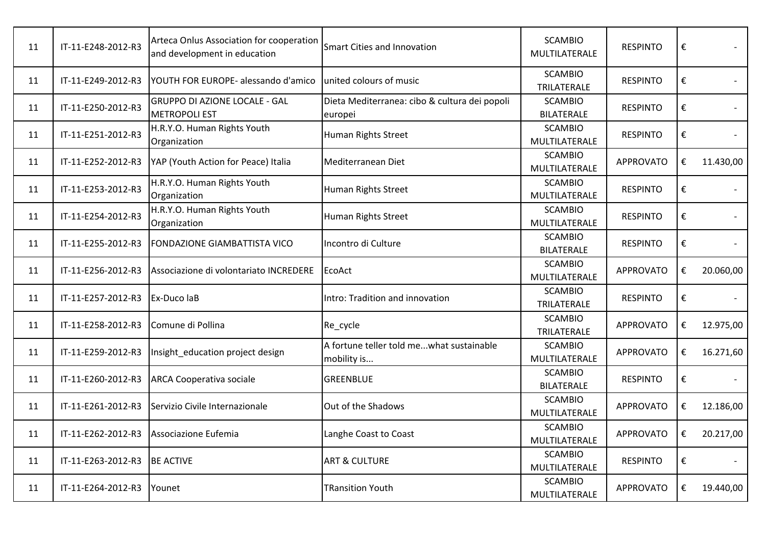| 11 | IT-11-E248-2012-R3 | Arteca Onlus Association for cooperation and development in education | Smart Cities and Innovation | SCAMBIO MULTILATERALE | RESPINTO | € | - |
|---|---|---|---|---|---|---|---|
| 11 | IT-11-E249-2012-R3 | YOUTH FOR EUROPE- alessando d'amico | united colours of music | SCAMBIO TRILATERALE | RESPINTO | € | - |
| 11 | IT-11-E250-2012-R3 | GRUPPO DI AZIONE LOCALE - GAL METROPOLI EST | Dieta Mediterranea: cibo & cultura dei popoli europei | SCAMBIO BILATERALE | RESPINTO | € | - |
| 11 | IT-11-E251-2012-R3 | H.R.Y.O. Human Rights Youth Organization | Human Rights Street | SCAMBIO MULTILATERALE | RESPINTO | € | - |
| 11 | IT-11-E252-2012-R3 | YAP (Youth Action for Peace) Italia | Mediterranean Diet | SCAMBIO MULTILATERALE | APPROVATO | € | 11.430,00 |
| 11 | IT-11-E253-2012-R3 | H.R.Y.O. Human Rights Youth Organization | Human Rights Street | SCAMBIO MULTILATERALE | RESPINTO | € | - |
| 11 | IT-11-E254-2012-R3 | H.R.Y.O. Human Rights Youth Organization | Human Rights Street | SCAMBIO MULTILATERALE | RESPINTO | € | - |
| 11 | IT-11-E255-2012-R3 | FONDAZIONE GIAMBATTISTA VICO | Incontro di Culture | SCAMBIO BILATERALE | RESPINTO | € | - |
| 11 | IT-11-E256-2012-R3 | Associazione di volontariato INCREDERE | EcoAct | SCAMBIO MULTILATERALE | APPROVATO | € | 20.060,00 |
| 11 | IT-11-E257-2012-R3 | Ex-Duco laB | Intro: Tradition and innovation | SCAMBIO TRILATERALE | RESPINTO | € | - |
| 11 | IT-11-E258-2012-R3 | Comune di Pollina | Re_cycle | SCAMBIO TRILATERALE | APPROVATO | € | 12.975,00 |
| 11 | IT-11-E259-2012-R3 | Insight_education project design | A fortune teller told me...what sustainable mobility is... | SCAMBIO MULTILATERALE | APPROVATO | € | 16.271,60 |
| 11 | IT-11-E260-2012-R3 | ARCA Cooperativa sociale | GREENBLUE | SCAMBIO BILATERALE | RESPINTO | € | - |
| 11 | IT-11-E261-2012-R3 | Servizio Civile Internazionale | Out of the Shadows | SCAMBIO MULTILATERALE | APPROVATO | € | 12.186,00 |
| 11 | IT-11-E262-2012-R3 | Associazione Eufemia | Langhe Coast to Coast | SCAMBIO MULTILATERALE | APPROVATO | € | 20.217,00 |
| 11 | IT-11-E263-2012-R3 | BE ACTIVE | ART & CULTURE | SCAMBIO MULTILATERALE | RESPINTO | € | - |
| 11 | IT-11-E264-2012-R3 | Younet | TRansition Youth | SCAMBIO MULTILATERALE | APPROVATO | € | 19.440,00 |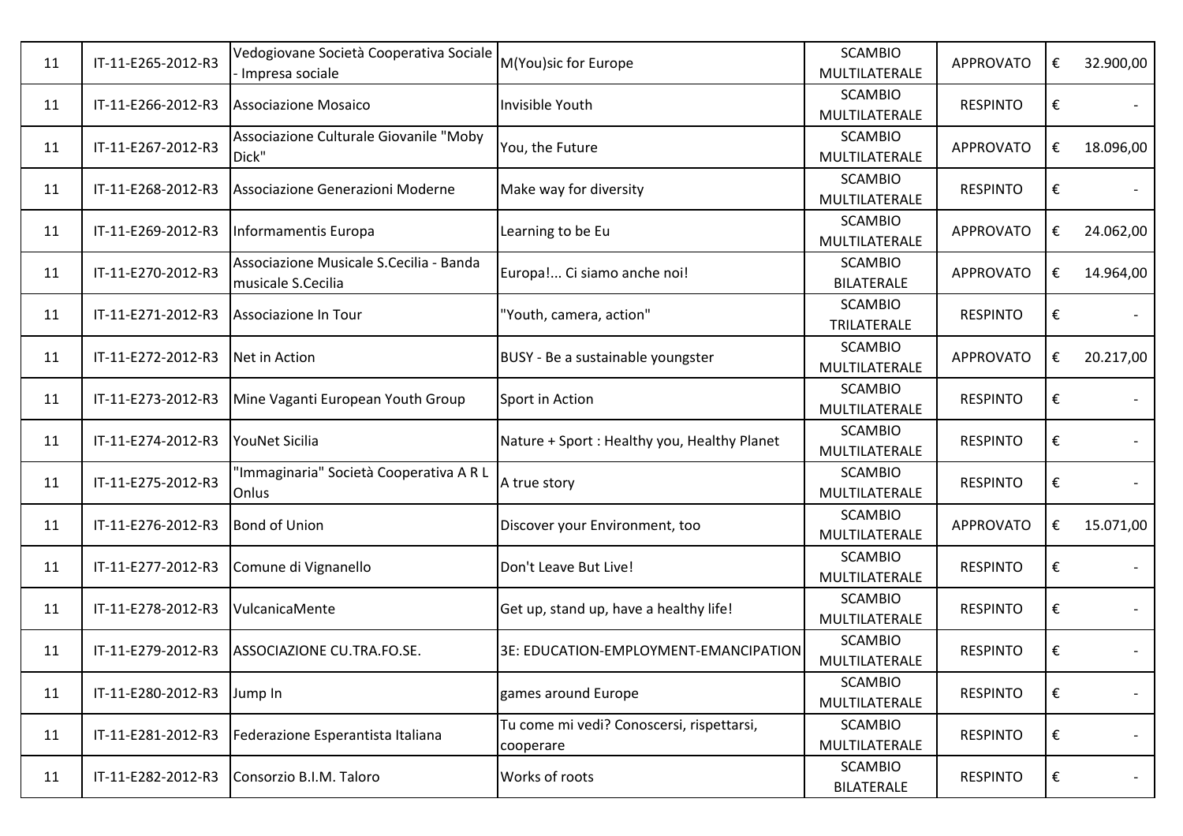| | | | | | | | |
|---|---|---|---|---|---|---|---|
| 11 | IT-11-E265-2012-R3 | Vedogiovane Società Cooperativa Sociale - Impresa sociale | M(You)sic for Europe | SCAMBIO MULTILATERALE | APPROVATO | € | 32.900,00 |
| 11 | IT-11-E266-2012-R3 | Associazione Mosaico | Invisible Youth | SCAMBIO MULTILATERALE | RESPINTO | € | - |
| 11 | IT-11-E267-2012-R3 | Associazione Culturale Giovanile "Moby Dick" | You, the Future | SCAMBIO MULTILATERALE | APPROVATO | € | 18.096,00 |
| 11 | IT-11-E268-2012-R3 | Associazione Generazioni Moderne | Make way for diversity | SCAMBIO MULTILATERALE | RESPINTO | € | - |
| 11 | IT-11-E269-2012-R3 | Informamentis Europa | Learning to be Eu | SCAMBIO MULTILATERALE | APPROVATO | € | 24.062,00 |
| 11 | IT-11-E270-2012-R3 | Associazione Musicale S.Cecilia - Banda musicale S.Cecilia | Europa!... Ci siamo anche noi! | SCAMBIO BILATERALE | APPROVATO | € | 14.964,00 |
| 11 | IT-11-E271-2012-R3 | Associazione In Tour | "Youth, camera, action" | SCAMBIO TRILATERALE | RESPINTO | € | - |
| 11 | IT-11-E272-2012-R3 | Net in Action | BUSY - Be a sustainable youngster | SCAMBIO MULTILATERALE | APPROVATO | € | 20.217,00 |
| 11 | IT-11-E273-2012-R3 | Mine Vaganti European Youth Group | Sport in Action | SCAMBIO MULTILATERALE | RESPINTO | € | - |
| 11 | IT-11-E274-2012-R3 | YouNet Sicilia | Nature + Sport : Healthy you, Healthy Planet | SCAMBIO MULTILATERALE | RESPINTO | € | - |
| 11 | IT-11-E275-2012-R3 | "Immaginaria" Società Cooperativa A R L Onlus | A true story | SCAMBIO MULTILATERALE | RESPINTO | € | - |
| 11 | IT-11-E276-2012-R3 | Bond of Union | Discover your Environment, too | SCAMBIO MULTILATERALE | APPROVATO | € | 15.071,00 |
| 11 | IT-11-E277-2012-R3 | Comune di Vignanello | Don't Leave But Live! | SCAMBIO MULTILATERALE | RESPINTO | € | - |
| 11 | IT-11-E278-2012-R3 | VulcanicaMente | Get up, stand up, have a healthy life! | SCAMBIO MULTILATERALE | RESPINTO | € | - |
| 11 | IT-11-E279-2012-R3 | ASSOCIAZIONE CU.TRA.FO.SE. | 3E: EDUCATION-EMPLOYMENT-EMANCIPATION | SCAMBIO MULTILATERALE | RESPINTO | € | - |
| 11 | IT-11-E280-2012-R3 | Jump In | games around Europe | SCAMBIO MULTILATERALE | RESPINTO | € | - |
| 11 | IT-11-E281-2012-R3 | Federazione Esperantista Italiana | Tu come mi vedi? Conoscersi, rispettarsi, cooperare | SCAMBIO MULTILATERALE | RESPINTO | € | - |
| 11 | IT-11-E282-2012-R3 | Consorzio B.I.M. Taloro | Works of roots | SCAMBIO BILATERALE | RESPINTO | € | - |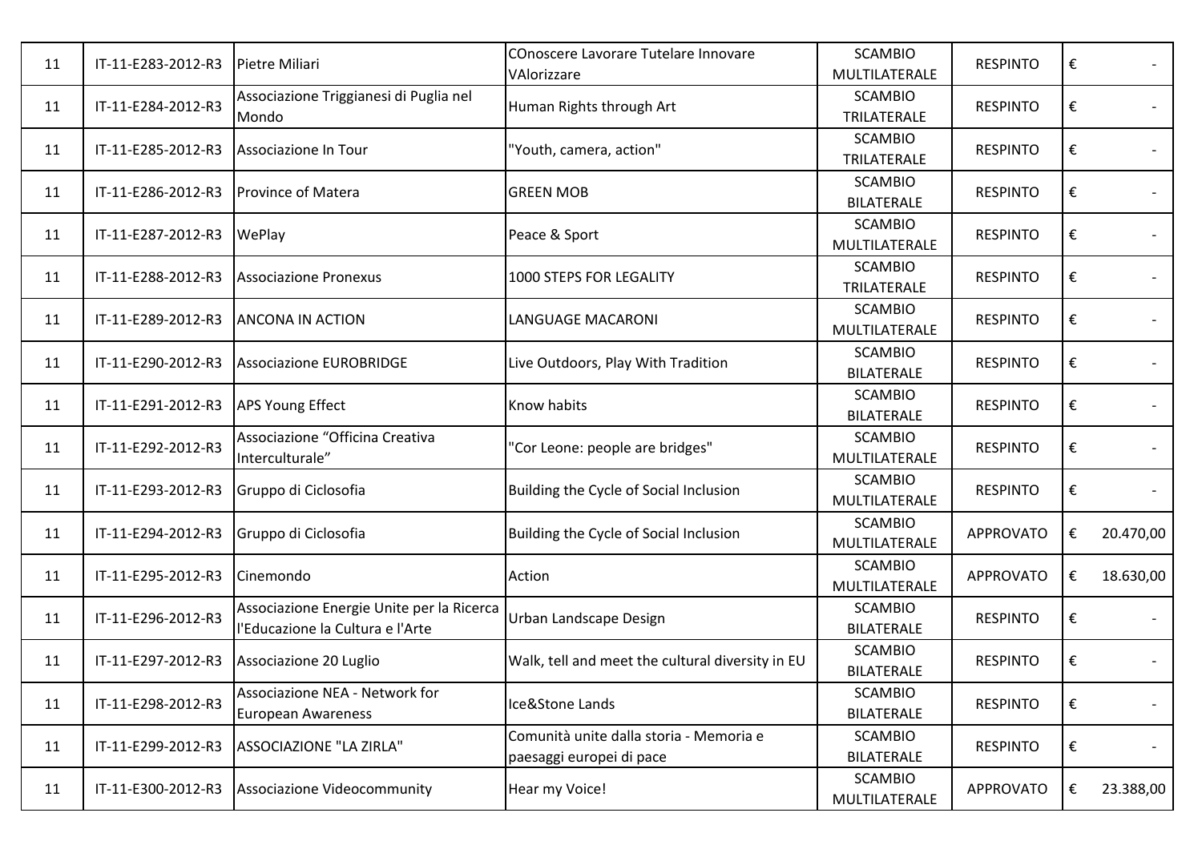| 11 | IT-11-E283-2012-R3 | Pietre Miliari | COnoscere Lavorare Tutelare Innovare VAlorizzare | SCAMBIO MULTILATERALE | RESPINTO | € - |
|---|---|---|---|---|---|---|
| 11 | IT-11-E284-2012-R3 | Associazione Triggianesi di Puglia nel Mondo | Human Rights through Art | SCAMBIO TRILATERALE | RESPINTO | € - |
| 11 | IT-11-E285-2012-R3 | Associazione In Tour | "Youth, camera, action" | SCAMBIO TRILATERALE | RESPINTO | € - |
| 11 | IT-11-E286-2012-R3 | Province of Matera | GREEN MOB | SCAMBIO BILATERALE | RESPINTO | € - |
| 11 | IT-11-E287-2012-R3 | WePlay | Peace & Sport | SCAMBIO MULTILATERALE | RESPINTO | € - |
| 11 | IT-11-E288-2012-R3 | Associazione Pronexus | 1000 STEPS FOR LEGALITY | SCAMBIO TRILATERALE | RESPINTO | € - |
| 11 | IT-11-E289-2012-R3 | ANCONA IN ACTION | LANGUAGE MACARONI | SCAMBIO MULTILATERALE | RESPINTO | € - |
| 11 | IT-11-E290-2012-R3 | Associazione EUROBRIDGE | Live Outdoors, Play With Tradition | SCAMBIO BILATERALE | RESPINTO | € - |
| 11 | IT-11-E291-2012-R3 | APS Young Effect | Know habits | SCAMBIO BILATERALE | RESPINTO | € - |
| 11 | IT-11-E292-2012-R3 | Associazione "Officina Creativa Interculturale" | "Cor Leone: people are bridges" | SCAMBIO MULTILATERALE | RESPINTO | € - |
| 11 | IT-11-E293-2012-R3 | Gruppo di Ciclosofia | Building the Cycle of Social Inclusion | SCAMBIO MULTILATERALE | RESPINTO | € - |
| 11 | IT-11-E294-2012-R3 | Gruppo di Ciclosofia | Building the Cycle of Social Inclusion | SCAMBIO MULTILATERALE | APPROVATO | € 20.470,00 |
| 11 | IT-11-E295-2012-R3 | Cinemondo | Action | SCAMBIO MULTILATERALE | APPROVATO | € 18.630,00 |
| 11 | IT-11-E296-2012-R3 | Associazione Energie Unite per la Ricerca l'Educazione la Cultura e l'Arte | Urban Landscape Design | SCAMBIO BILATERALE | RESPINTO | € - |
| 11 | IT-11-E297-2012-R3 | Associazione 20 Luglio | Walk, tell and meet the cultural diversity in EU | SCAMBIO BILATERALE | RESPINTO | € - |
| 11 | IT-11-E298-2012-R3 | Associazione NEA - Network for European Awareness | Ice&Stone Lands | SCAMBIO BILATERALE | RESPINTO | € - |
| 11 | IT-11-E299-2012-R3 | ASSOCIAZIONE "LA ZIRLA" | Comunità unite dalla storia - Memoria e paesaggi europei di pace | SCAMBIO BILATERALE | RESPINTO | € - |
| 11 | IT-11-E300-2012-R3 | Associazione Videocommunity | Hear my Voice! | SCAMBIO MULTILATERALE | APPROVATO | € 23.388,00 |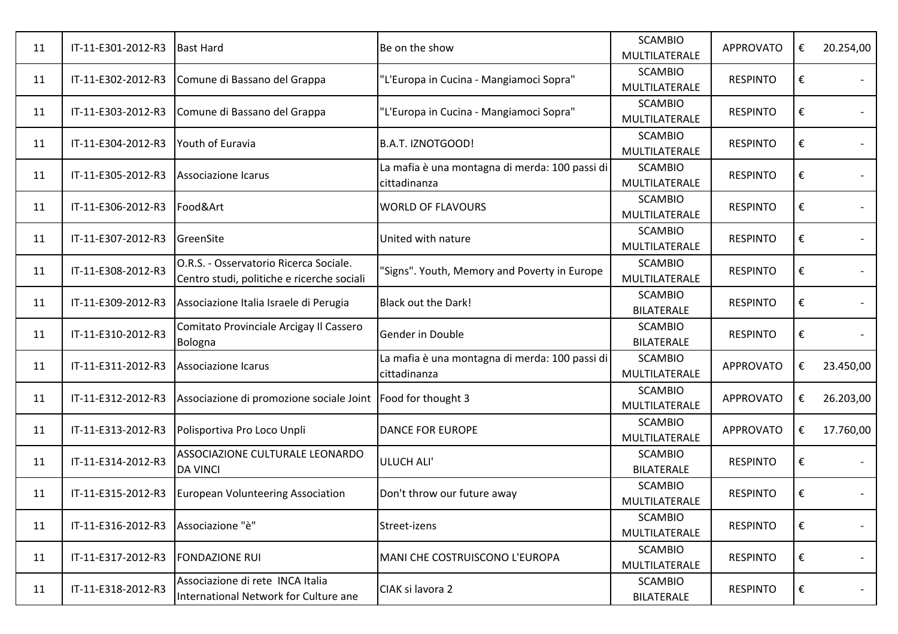| | | | | | | | |
|---|---|---|---|---|---|---|---|
| 11 | IT-11-E301-2012-R3 | Bast Hard | Be on the show | SCAMBIO MULTILATERALE | APPROVATO | € | 20.254,00 |
| 11 | IT-11-E302-2012-R3 | Comune di Bassano del Grappa | "L'Europa in Cucina - Mangiamoci Sopra" | SCAMBIO MULTILATERALE | RESPINTO | € | - |
| 11 | IT-11-E303-2012-R3 | Comune di Bassano del Grappa | "L'Europa in Cucina - Mangiamoci Sopra" | SCAMBIO MULTILATERALE | RESPINTO | € | - |
| 11 | IT-11-E304-2012-R3 | Youth of Euravia | B.A.T. IZNOTGOOD! | SCAMBIO MULTILATERALE | RESPINTO | € | - |
| 11 | IT-11-E305-2012-R3 | Associazione Icarus | La mafia è una montagna di merda: 100 passi di cittadinanza | SCAMBIO MULTILATERALE | RESPINTO | € | - |
| 11 | IT-11-E306-2012-R3 | Food&Art | WORLD OF FLAVOURS | SCAMBIO MULTILATERALE | RESPINTO | € | - |
| 11 | IT-11-E307-2012-R3 | GreenSite | United with nature | SCAMBIO MULTILATERALE | RESPINTO | € | - |
| 11 | IT-11-E308-2012-R3 | O.R.S. - Osservatorio Ricerca Sociale. Centro studi, politiche e ricerche sociali | "Signs". Youth, Memory and Poverty in Europe | SCAMBIO MULTILATERALE | RESPINTO | € | - |
| 11 | IT-11-E309-2012-R3 | Associazione Italia Israele di Perugia | Black out the Dark! | SCAMBIO BILATERALE | RESPINTO | € | - |
| 11 | IT-11-E310-2012-R3 | Comitato Provinciale Arcigay Il Cassero Bologna | Gender in Double | SCAMBIO BILATERALE | RESPINTO | € | - |
| 11 | IT-11-E311-2012-R3 | Associazione Icarus | La mafia è una montagna di merda: 100 passi di cittadinanza | SCAMBIO MULTILATERALE | APPROVATO | € | 23.450,00 |
| 11 | IT-11-E312-2012-R3 | Associazione di promozione sociale Joint | Food for thought 3 | SCAMBIO MULTILATERALE | APPROVATO | € | 26.203,00 |
| 11 | IT-11-E313-2012-R3 | Polisportiva Pro Loco Unpli | DANCE FOR EUROPE | SCAMBIO MULTILATERALE | APPROVATO | € | 17.760,00 |
| 11 | IT-11-E314-2012-R3 | ASSOCIAZIONE CULTURALE LEONARDO DA VINCI | ULUCH ALI' | SCAMBIO BILATERALE | RESPINTO | € | - |
| 11 | IT-11-E315-2012-R3 | European Volunteering Association | Don't throw our future away | SCAMBIO MULTILATERALE | RESPINTO | € | - |
| 11 | IT-11-E316-2012-R3 | Associazione "è" | Street-izens | SCAMBIO MULTILATERALE | RESPINTO | € | - |
| 11 | IT-11-E317-2012-R3 | FONDAZIONE RUI | MANI CHE COSTRUISCONO L'EUROPA | SCAMBIO MULTILATERALE | RESPINTO | € | - |
| 11 | IT-11-E318-2012-R3 | Associazione di rete INCA Italia International Network for Culture ane | CIAK si lavora 2 | SCAMBIO BILATERALE | RESPINTO | € | - |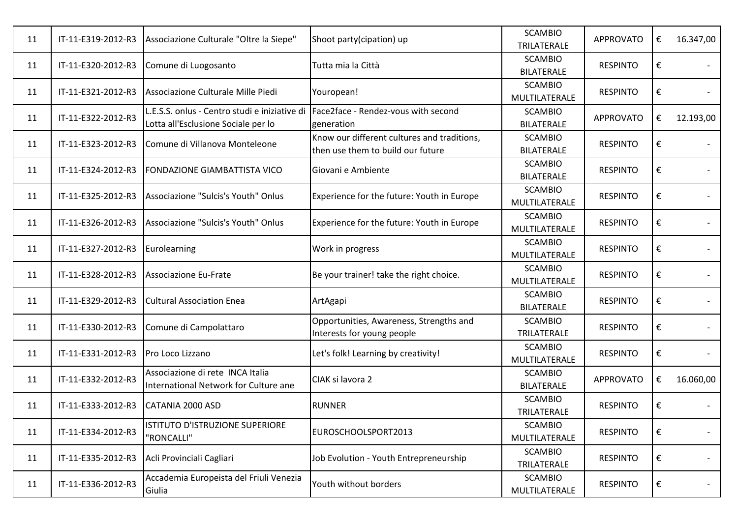| | | | | | | | |
|---|---|---|---|---|---|---|---|
| 11 | IT-11-E319-2012-R3 | Associazione Culturale "Oltre la Siepe" | Shoot party(cipation) up | SCAMBIO TRILATERALE | APPROVATO | € | 16.347,00 |
| 11 | IT-11-E320-2012-R3 | Comune di Luogosanto | Tutta mia la Città | SCAMBIO BILATERALE | RESPINTO | € | - |
| 11 | IT-11-E321-2012-R3 | Associazione Culturale Mille Piedi | Youropean! | SCAMBIO MULTILATERALE | RESPINTO | € | - |
| 11 | IT-11-E322-2012-R3 | L.E.S.S. onlus - Centro studi e iniziative di Lotta all'Esclusione Sociale per lo | Face2face - Rendez-vous with second generation | SCAMBIO BILATERALE | APPROVATO | € | 12.193,00 |
| 11 | IT-11-E323-2012-R3 | Comune di Villanova Monteleone | Know our different cultures and traditions, then use them to build our future | SCAMBIO BILATERALE | RESPINTO | € | - |
| 11 | IT-11-E324-2012-R3 | FONDAZIONE GIAMBATTISTA VICO | Giovani e Ambiente | SCAMBIO BILATERALE | RESPINTO | € | - |
| 11 | IT-11-E325-2012-R3 | Associazione "Sulcis's Youth" Onlus | Experience for the future: Youth in Europe | SCAMBIO MULTILATERALE | RESPINTO | € | - |
| 11 | IT-11-E326-2012-R3 | Associazione "Sulcis's Youth" Onlus | Experience for the future: Youth in Europe | SCAMBIO MULTILATERALE | RESPINTO | € | - |
| 11 | IT-11-E327-2012-R3 | Eurolearning | Work in progress | SCAMBIO MULTILATERALE | RESPINTO | € | - |
| 11 | IT-11-E328-2012-R3 | Associazione Eu-Frate | Be your trainer! take the right choice. | SCAMBIO MULTILATERALE | RESPINTO | € | - |
| 11 | IT-11-E329-2012-R3 | Cultural Association Enea | ArtAgapi | SCAMBIO BILATERALE | RESPINTO | € | - |
| 11 | IT-11-E330-2012-R3 | Comune di Campolattaro | Opportunities, Awareness, Strengths and Interests for young people | SCAMBIO TRILATERALE | RESPINTO | € | - |
| 11 | IT-11-E331-2012-R3 | Pro Loco Lizzano | Let's folk! Learning by creativity! | SCAMBIO MULTILATERALE | RESPINTO | € | - |
| 11 | IT-11-E332-2012-R3 | Associazione di rete INCA Italia International Network for Culture ane | CIAK si lavora 2 | SCAMBIO BILATERALE | APPROVATO | € | 16.060,00 |
| 11 | IT-11-E333-2012-R3 | CATANIA 2000 ASD | RUNNER | SCAMBIO TRILATERALE | RESPINTO | € | - |
| 11 | IT-11-E334-2012-R3 | ISTITUTO D'ISTRUZIONE SUPERIORE "RONCALLI" | EUROSCHOOLSPORT2013 | SCAMBIO MULTILATERALE | RESPINTO | € | - |
| 11 | IT-11-E335-2012-R3 | Acli Provinciali Cagliari | Job Evolution - Youth Entrepreneurship | SCAMBIO TRILATERALE | RESPINTO | € | - |
| 11 | IT-11-E336-2012-R3 | Accademia Europeista del Friuli Venezia Giulia | Youth without borders | SCAMBIO MULTILATERALE | RESPINTO | € | - |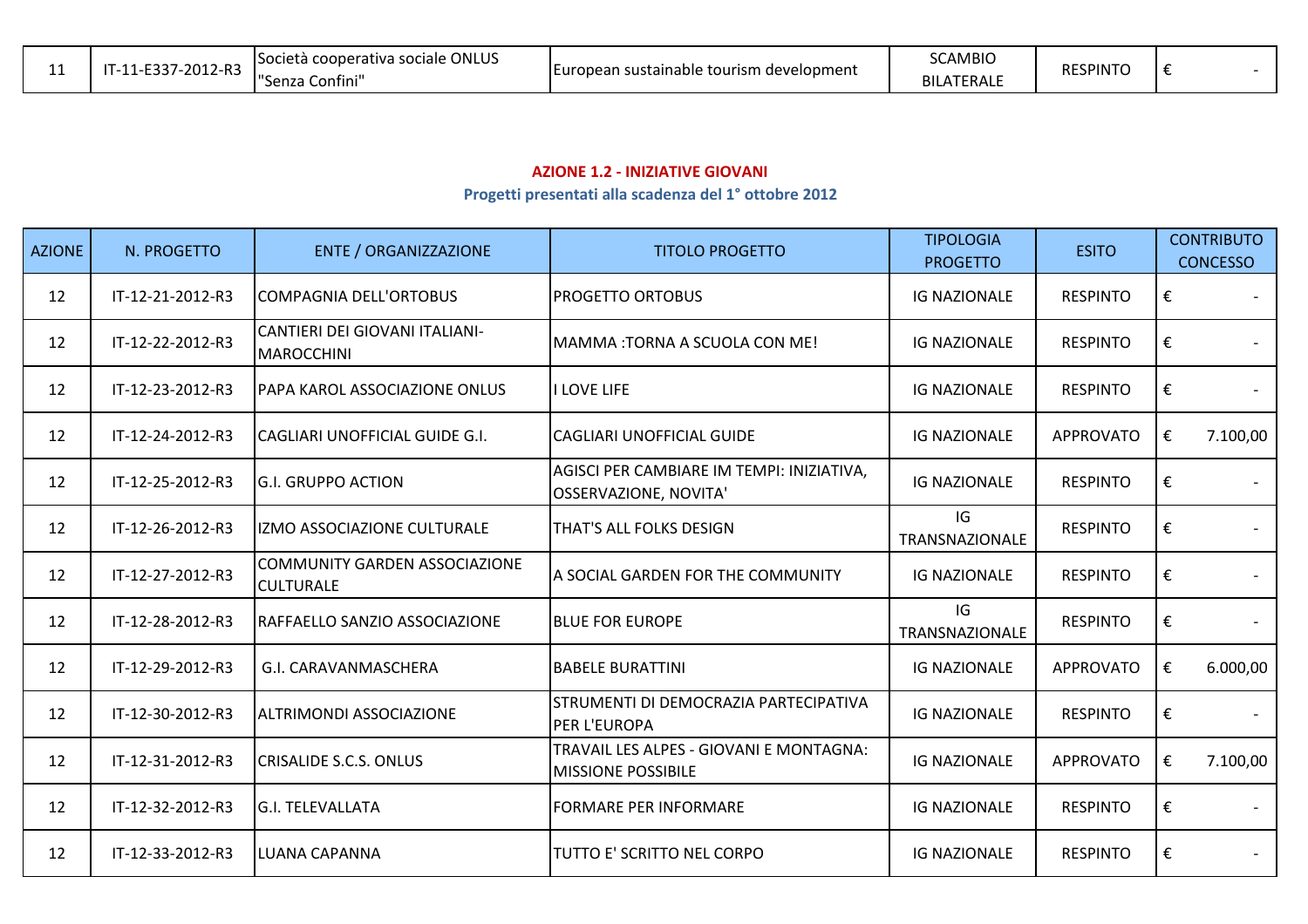| 11 | IT-11-E337-2012-R3 | Società cooperativa sociale ONLUS "Senza Confini" | European sustainable tourism development | SCAMBIO BILATERALE | RESPINTO | € - |
|---|---|---|---|---|---|---|

**AZIONE 1.2 - INIZIATIVE GIOVANI**

**Progetti presentati alla scadenza del 1° ottobre 2012**

| AZIONE | N. PROGETTO | ENTE / ORGANIZZAZIONE | TITOLO PROGETTO | TIPOLOGIA PROGETTO | ESITO | CONTRIBUTO CONCESSO |
|---|---|---|---|---|---|---|
| 12 | IT-12-21-2012-R3 | COMPAGNIA DELL'ORTOBUS | PROGETTO ORTOBUS | IG NAZIONALE | RESPINTO | € - |
| 12 | IT-12-22-2012-R3 | CANTIERI DEI GIOVANI ITALIANI-MAROCCHINI | MAMMA :TORNA A SCUOLA CON ME! | IG NAZIONALE | RESPINTO | € - |
| 12 | IT-12-23-2012-R3 | PAPA KAROL ASSOCIAZIONE ONLUS | I LOVE LIFE | IG NAZIONALE | RESPINTO | € - |
| 12 | IT-12-24-2012-R3 | CAGLIARI UNOFFICIAL GUIDE G.I. | CAGLIARI UNOFFICIAL GUIDE | IG NAZIONALE | APPROVATO | € 7.100,00 |
| 12 | IT-12-25-2012-R3 | G.I. GRUPPO ACTION | AGISCI PER CAMBIARE IM TEMPI: INIZIATIVA, OSSERVAZIONE, NOVITA' | IG NAZIONALE | RESPINTO | € - |
| 12 | IT-12-26-2012-R3 | IZMO ASSOCIAZIONE CULTURALE | THAT'S ALL FOLKS DESIGN | IG TRANSNAZIONALE | RESPINTO | € - |
| 12 | IT-12-27-2012-R3 | COMMUNITY GARDEN ASSOCIAZIONE CULTURALE | A SOCIAL GARDEN FOR THE COMMUNITY | IG NAZIONALE | RESPINTO | € - |
| 12 | IT-12-28-2012-R3 | RAFFAELLO SANZIO ASSOCIAZIONE | BLUE FOR EUROPE | IG TRANSNAZIONALE | RESPINTO | € - |
| 12 | IT-12-29-2012-R3 | G.I. CARAVANMASCHERA | BABELE BURATTINI | IG NAZIONALE | APPROVATO | € 6.000,00 |
| 12 | IT-12-30-2012-R3 | ALTRIMONDI ASSOCIAZIONE | STRUMENTI DI DEMOCRAZIA PARTECIPATIVA PER L'EUROPA | IG NAZIONALE | RESPINTO | € - |
| 12 | IT-12-31-2012-R3 | CRISALIDE S.C.S. ONLUS | TRAVAIL LES ALPES - GIOVANI E MONTAGNA: MISSIONE POSSIBILE | IG NAZIONALE | APPROVATO | € 7.100,00 |
| 12 | IT-12-32-2012-R3 | G.I. TELEVALLATA | FORMARE PER INFORMARE | IG NAZIONALE | RESPINTO | € - |
| 12 | IT-12-33-2012-R3 | LUANA CAPANNA | TUTTO E' SCRITTO NEL CORPO | IG NAZIONALE | RESPINTO | € - |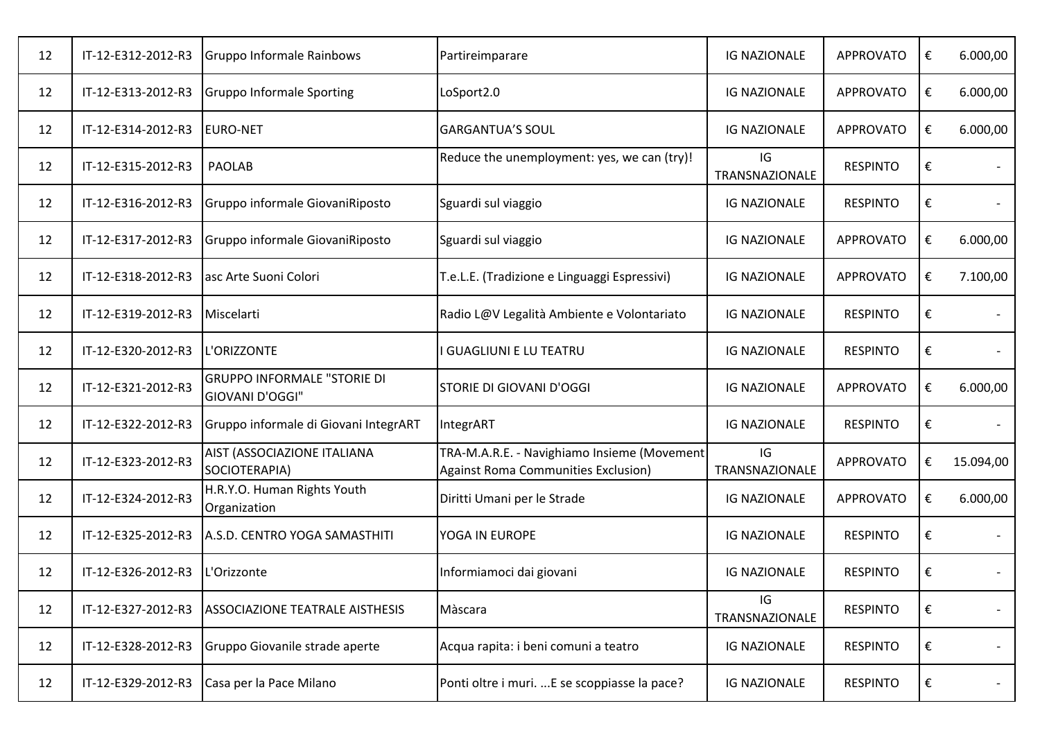| | | | | | | | |
|---|---|---|---|---|---|---|---|
| 12 | IT-12-E312-2012-R3 | Gruppo Informale Rainbows | Partireimparare | IG NAZIONALE | APPROVATO | € | 6.000,00 |
| 12 | IT-12-E313-2012-R3 | Gruppo Informale Sporting | LoSport2.0 | IG NAZIONALE | APPROVATO | € | 6.000,00 |
| 12 | IT-12-E314-2012-R3 | EURO-NET | GARGANTUA'S SOUL | IG NAZIONALE | APPROVATO | € | 6.000,00 |
| 12 | IT-12-E315-2012-R3 | PAOLAB | Reduce the unemployment: yes, we can (try)! | IG TRANSNAZIONALE | RESPINTO | € | - |
| 12 | IT-12-E316-2012-R3 | Gruppo informale GiovaniRiposto | Sguardi sul viaggio | IG NAZIONALE | RESPINTO | € | - |
| 12 | IT-12-E317-2012-R3 | Gruppo informale GiovaniRiposto | Sguardi sul viaggio | IG NAZIONALE | APPROVATO | € | 6.000,00 |
| 12 | IT-12-E318-2012-R3 | asc Arte Suoni Colori | T.e.L.E. (Tradizione e Linguaggi Espressivi) | IG NAZIONALE | APPROVATO | € | 7.100,00 |
| 12 | IT-12-E319-2012-R3 | Miscelarti | Radio L@V Legalità Ambiente e Volontariato | IG NAZIONALE | RESPINTO | € | - |
| 12 | IT-12-E320-2012-R3 | L'ORIZZONTE | I GUAGLIUNI E LU TEATRU | IG NAZIONALE | RESPINTO | € | - |
| 12 | IT-12-E321-2012-R3 | GRUPPO INFORMALE "STORIE DI GIOVANI D'OGGI" | STORIE DI GIOVANI D'OGGI | IG NAZIONALE | APPROVATO | € | 6.000,00 |
| 12 | IT-12-E322-2012-R3 | Gruppo informale di Giovani IntegrART | IntegrART | IG NAZIONALE | RESPINTO | € | - |
| 12 | IT-12-E323-2012-R3 | AIST (ASSOCIAZIONE ITALIANA SOCIOTERAPIA) | TRA-M.A.R.E. - Navighiamo Insieme (Movement Against Roma Communities Exclusion) | IG TRANSNAZIONALE | APPROVATO | € | 15.094,00 |
| 12 | IT-12-E324-2012-R3 | H.R.Y.O. Human Rights Youth Organization | Diritti Umani per le Strade | IG NAZIONALE | APPROVATO | € | 6.000,00 |
| 12 | IT-12-E325-2012-R3 | A.S.D. CENTRO YOGA SAMASTHITI | YOGA IN EUROPE | IG NAZIONALE | RESPINTO | € | - |
| 12 | IT-12-E326-2012-R3 | L'Orizzonte | Informiamoci dai giovani | IG NAZIONALE | RESPINTO | € | - |
| 12 | IT-12-E327-2012-R3 | ASSOCIAZIONE TEATRALE AISTHESIS | Màscara | IG TRANSNAZIONALE | RESPINTO | € | - |
| 12 | IT-12-E328-2012-R3 | Gruppo Giovanile strade aperte | Acqua rapita: i beni comuni a teatro | IG NAZIONALE | RESPINTO | € | - |
| 12 | IT-12-E329-2012-R3 | Casa per la Pace Milano | Ponti oltre i muri. ...E se scoppiasse la pace? | IG NAZIONALE | RESPINTO | € | - |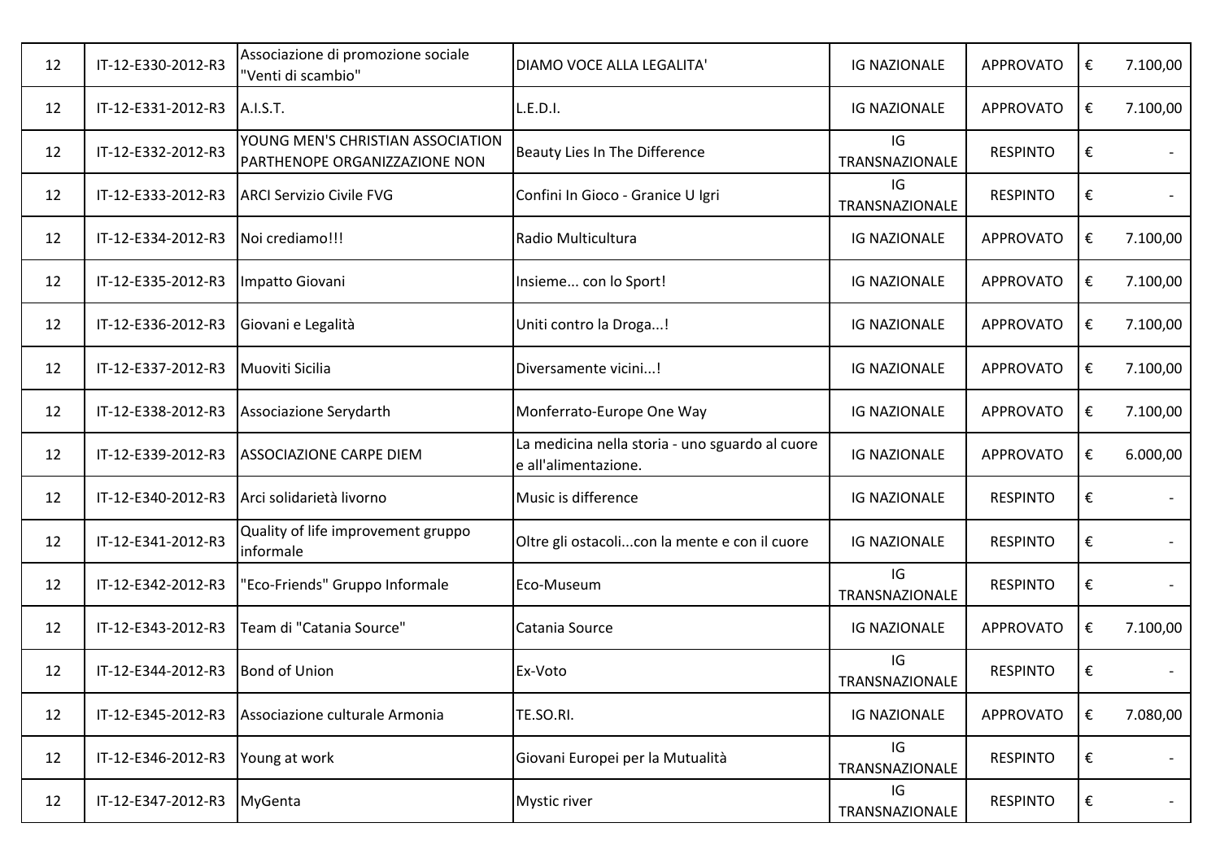| 12 | IT-12-E330-2012-R3 | Associazione di promozione sociale "Venti di scambio" | DIAMO VOCE ALLA LEGALITA' | IG NAZIONALE | APPROVATO | € | 7.100,00 |
|---|---|---|---|---|---|---|---|
| 12 | IT-12-E331-2012-R3 | A.I.S.T. | L.E.D.I. | IG NAZIONALE | APPROVATO | € | 7.100,00 |
| 12 | IT-12-E332-2012-R3 | YOUNG MEN'S CHRISTIAN ASSOCIATION PARTHENOPE ORGANIZZAZIONE NON | Beauty Lies In The Difference | IG TRANSNAZIONALE | RESPINTO | € | - |
| 12 | IT-12-E333-2012-R3 | ARCI Servizio Civile FVG | Confini In Gioco - Granice U Igri | IG TRANSNAZIONALE | RESPINTO | € | - |
| 12 | IT-12-E334-2012-R3 | Noi crediamo!!! | Radio Multicultura | IG NAZIONALE | APPROVATO | € | 7.100,00 |
| 12 | IT-12-E335-2012-R3 | Impatto Giovani | Insieme... con lo Sport! | IG NAZIONALE | APPROVATO | € | 7.100,00 |
| 12 | IT-12-E336-2012-R3 | Giovani e Legalità | Uniti contro la Droga...! | IG NAZIONALE | APPROVATO | € | 7.100,00 |
| 12 | IT-12-E337-2012-R3 | Muoviti Sicilia | Diversamente vicini...! | IG NAZIONALE | APPROVATO | € | 7.100,00 |
| 12 | IT-12-E338-2012-R3 | Associazione Serydarth | Monferrato-Europe One Way | IG NAZIONALE | APPROVATO | € | 7.100,00 |
| 12 | IT-12-E339-2012-R3 | ASSOCIAZIONE CARPE DIEM | La medicina nella storia - uno sguardo al cuore e all'alimentazione. | IG NAZIONALE | APPROVATO | € | 6.000,00 |
| 12 | IT-12-E340-2012-R3 | Arci solidarietà livorno | Music is difference | IG NAZIONALE | RESPINTO | € | - |
| 12 | IT-12-E341-2012-R3 | Quality of life improvement gruppo informale | Oltre gli ostacoli...con la mente e con il cuore | IG NAZIONALE | RESPINTO | € | - |
| 12 | IT-12-E342-2012-R3 | "Eco-Friends" Gruppo Informale | Eco-Museum | IG TRANSNAZIONALE | RESPINTO | € | - |
| 12 | IT-12-E343-2012-R3 | Team di "Catania Source" | Catania Source | IG NAZIONALE | APPROVATO | € | 7.100,00 |
| 12 | IT-12-E344-2012-R3 | Bond of Union | Ex-Voto | IG TRANSNAZIONALE | RESPINTO | € | - |
| 12 | IT-12-E345-2012-R3 | Associazione culturale Armonia | TE.SO.RI. | IG NAZIONALE | APPROVATO | € | 7.080,00 |
| 12 | IT-12-E346-2012-R3 | Young at work | Giovani Europei per la Mutualità | IG TRANSNAZIONALE | RESPINTO | € | - |
| 12 | IT-12-E347-2012-R3 | MyGenta | Mystic river | IG TRANSNAZIONALE | RESPINTO | € | - |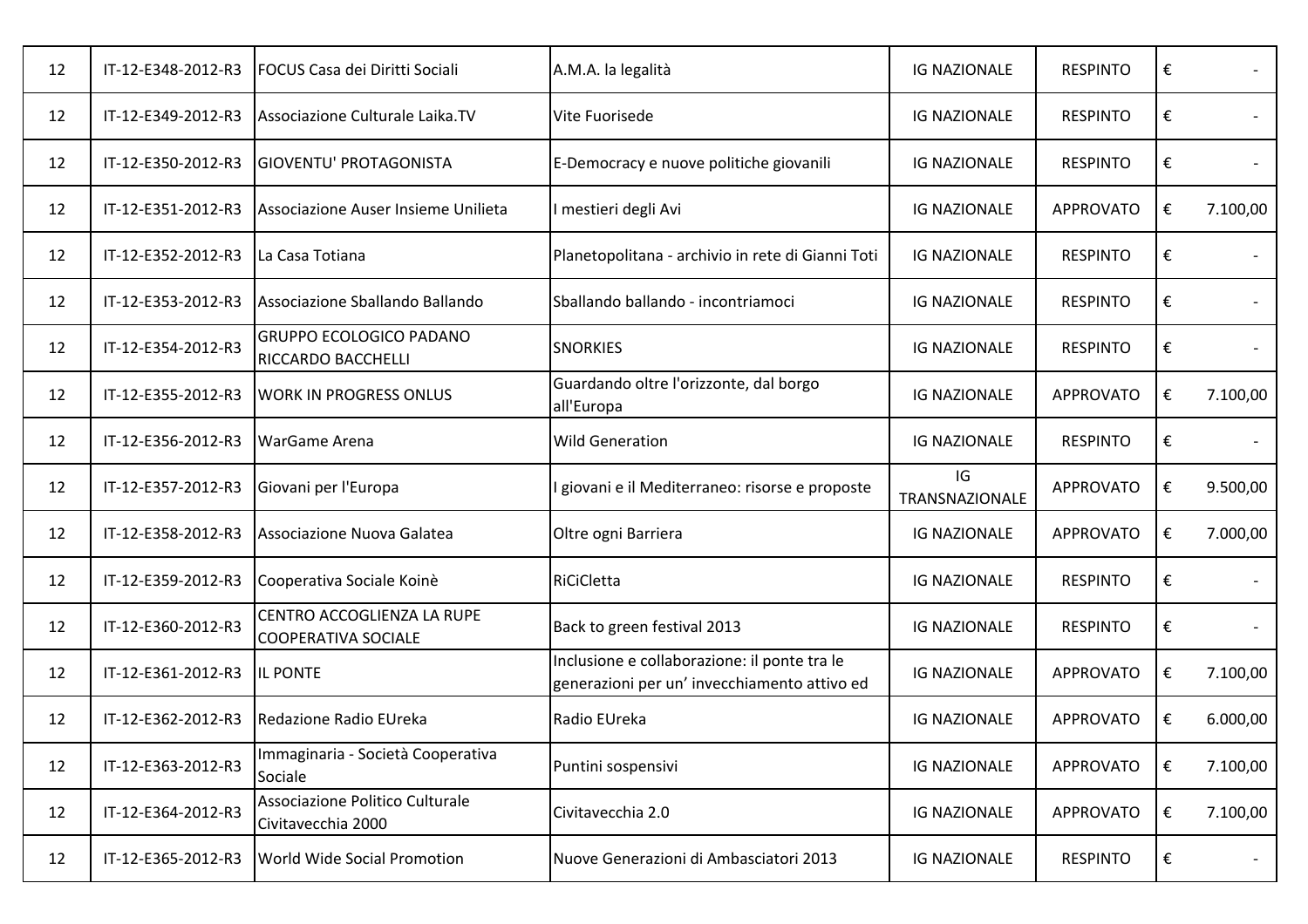| 12 | IT-12-E348-2012-R3 | FOCUS Casa dei Diritti Sociali | A.M.A. la legalità | IG NAZIONALE | RESPINTO | € | - |
|---|---|---|---|---|---|---|---|
| 12 | IT-12-E349-2012-R3 | Associazione Culturale Laika.TV | Vite Fuorisede | IG NAZIONALE | RESPINTO | € | - |
| 12 | IT-12-E350-2012-R3 | GIOVENTU' PROTAGONISTA | E-Democracy e nuove politiche giovanili | IG NAZIONALE | RESPINTO | € | - |
| 12 | IT-12-E351-2012-R3 | Associazione Auser Insieme Unilieta | I mestieri degli Avi | IG NAZIONALE | APPROVATO | € | 7.100,00 |
| 12 | IT-12-E352-2012-R3 | La Casa Totiana | Planetopolitana - archivio in rete di Gianni Toti | IG NAZIONALE | RESPINTO | € | - |
| 12 | IT-12-E353-2012-R3 | Associazione Sballando Ballando | Sballando ballando - incontriamoci | IG NAZIONALE | RESPINTO | € | - |
| 12 | IT-12-E354-2012-R3 | GRUPPO ECOLOGICO PADANO RICCARDO BACCHELLI | SNORKIES | IG NAZIONALE | RESPINTO | € | - |
| 12 | IT-12-E355-2012-R3 | WORK IN PROGRESS ONLUS | Guardando oltre l'orizzonte, dal borgo all'Europa | IG NAZIONALE | APPROVATO | € | 7.100,00 |
| 12 | IT-12-E356-2012-R3 | WarGame Arena | Wild Generation | IG NAZIONALE | RESPINTO | € | - |
| 12 | IT-12-E357-2012-R3 | Giovani per l'Europa | I giovani e il Mediterraneo: risorse e proposte | IG TRANSNAZIONALE | APPROVATO | € | 9.500,00 |
| 12 | IT-12-E358-2012-R3 | Associazione Nuova Galatea | Oltre ogni Barriera | IG NAZIONALE | APPROVATO | € | 7.000,00 |
| 12 | IT-12-E359-2012-R3 | Cooperativa Sociale Koinè | RiCiCletta | IG NAZIONALE | RESPINTO | € | - |
| 12 | IT-12-E360-2012-R3 | CENTRO ACCOGLIENZA LA RUPE COOPERATIVA SOCIALE | Back to green festival 2013 | IG NAZIONALE | RESPINTO | € | - |
| 12 | IT-12-E361-2012-R3 | IL PONTE | Inclusione e collaborazione: il ponte tra le generazioni per un' invecchiamento attivo ed | IG NAZIONALE | APPROVATO | € | 7.100,00 |
| 12 | IT-12-E362-2012-R3 | Redazione Radio EUreka | Radio EUreka | IG NAZIONALE | APPROVATO | € | 6.000,00 |
| 12 | IT-12-E363-2012-R3 | Immaginaria - Società Cooperativa Sociale | Puntini sospensivi | IG NAZIONALE | APPROVATO | € | 7.100,00 |
| 12 | IT-12-E364-2012-R3 | Associazione Politico Culturale Civitavecchia 2000 | Civitavecchia 2.0 | IG NAZIONALE | APPROVATO | € | 7.100,00 |
| 12 | IT-12-E365-2012-R3 | World Wide Social Promotion | Nuove Generazioni di Ambasciatori 2013 | IG NAZIONALE | RESPINTO | € | - |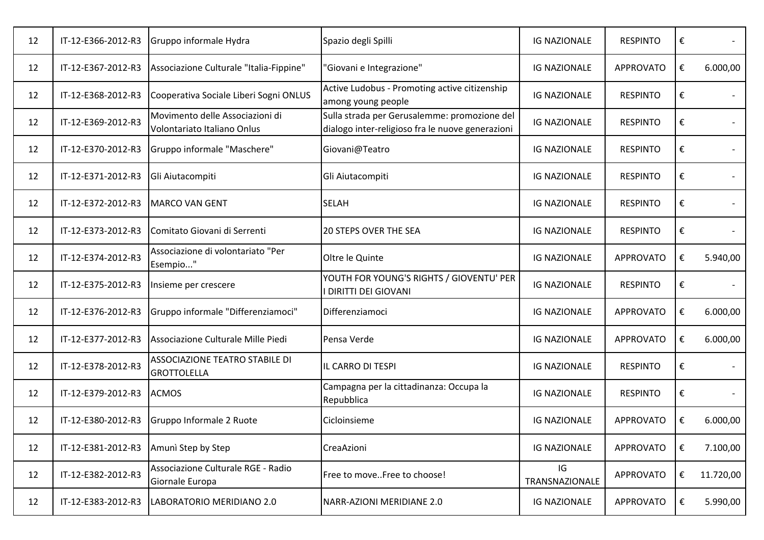| | | | | | | |
|---|---|---|---|---|---|---|
| 12 | IT-12-E366-2012-R3 | Gruppo informale Hydra | Spazio degli Spilli | IG NAZIONALE | RESPINTO | € - |
| 12 | IT-12-E367-2012-R3 | Associazione Culturale "Italia-Fippine" | "Giovani e Integrazione" | IG NAZIONALE | APPROVATO | € 6.000,00 |
| 12 | IT-12-E368-2012-R3 | Cooperativa Sociale Liberi Sogni ONLUS | Active Ludobus - Promoting active citizenship among young people | IG NAZIONALE | RESPINTO | € - |
| 12 | IT-12-E369-2012-R3 | Movimento delle Associazioni di Volontariato Italiano Onlus | Sulla strada per Gerusalemme: promozione del dialogo inter-religioso fra le nuove generazioni | IG NAZIONALE | RESPINTO | € - |
| 12 | IT-12-E370-2012-R3 | Gruppo informale "Maschere" | Giovani@Teatro | IG NAZIONALE | RESPINTO | € - |
| 12 | IT-12-E371-2012-R3 | Gli Aiutacompiti | Gli Aiutacompiti | IG NAZIONALE | RESPINTO | € - |
| 12 | IT-12-E372-2012-R3 | MARCO VAN GENT | SELAH | IG NAZIONALE | RESPINTO | € - |
| 12 | IT-12-E373-2012-R3 | Comitato Giovani di Serrenti | 20 STEPS OVER THE SEA | IG NAZIONALE | RESPINTO | € - |
| 12 | IT-12-E374-2012-R3 | Associazione di volontariato "Per Esempio..." | Oltre le Quinte | IG NAZIONALE | APPROVATO | € 5.940,00 |
| 12 | IT-12-E375-2012-R3 | Insieme per crescere | YOUTH FOR YOUNG'S RIGHTS / GIOVENTU' PER I DIRITTI DEI GIOVANI | IG NAZIONALE | RESPINTO | € - |
| 12 | IT-12-E376-2012-R3 | Gruppo informale "Differenziamoci" | Differenziamoci | IG NAZIONALE | APPROVATO | € 6.000,00 |
| 12 | IT-12-E377-2012-R3 | Associazione Culturale Mille Piedi | Pensa Verde | IG NAZIONALE | APPROVATO | € 6.000,00 |
| 12 | IT-12-E378-2012-R3 | ASSOCIAZIONE TEATRO STABILE DI GROTTOLELLA | IL CARRO DI TESPI | IG NAZIONALE | RESPINTO | € - |
| 12 | IT-12-E379-2012-R3 | ACMOS | Campagna per la cittadinanza: Occupa la Repubblica | IG NAZIONALE | RESPINTO | € - |
| 12 | IT-12-E380-2012-R3 | Gruppo Informale 2 Ruote | Cicloinsieme | IG NAZIONALE | APPROVATO | € 6.000,00 |
| 12 | IT-12-E381-2012-R3 | Amunì Step by Step | CreaAzioni | IG NAZIONALE | APPROVATO | € 7.100,00 |
| 12 | IT-12-E382-2012-R3 | Associazione Culturale RGE - Radio Giornale Europa | Free to move..Free to choose! | IG TRANSNAZIONALE | APPROVATO | € 11.720,00 |
| 12 | IT-12-E383-2012-R3 | LABORATORIO MERIDIANO 2.0 | NARR-AZIONI MERIDIANE 2.0 | IG NAZIONALE | APPROVATO | € 5.990,00 |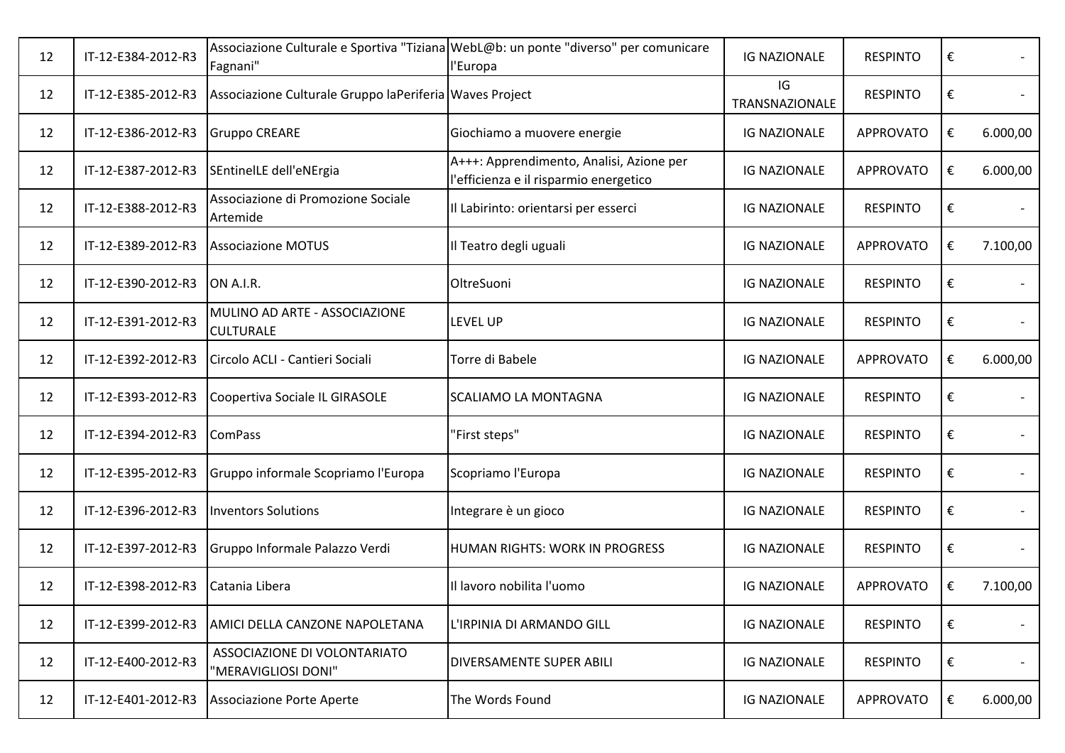| | | | | | | |
|---|---|---|---|---|---|---|
| 12 | IT-12-E384-2012-R3 | Associazione Culturale e Sportiva "Tiziana Fagnani" | WebL@b: un ponte "diverso" per comunicare l'Europa | IG NAZIONALE | RESPINTO | € - |
| 12 | IT-12-E385-2012-R3 | Associazione Culturale Gruppo laPeriferia | Waves Project | IG TRANSNAZIONALE | RESPINTO | € - |
| 12 | IT-12-E386-2012-R3 | Gruppo CREARE | Giochiamo a muovere energie | IG NAZIONALE | APPROVATO | € 6.000,00 |
| 12 | IT-12-E387-2012-R3 | SEntinelLE dell'eNErgia | A+++: Apprendimento, Analisi, Azione per l'efficienza e il risparmio energetico | IG NAZIONALE | APPROVATO | € 6.000,00 |
| 12 | IT-12-E388-2012-R3 | Associazione di Promozione Sociale Artemide | Il Labirinto: orientarsi per esserci | IG NAZIONALE | RESPINTO | € - |
| 12 | IT-12-E389-2012-R3 | Associazione MOTUS | Il Teatro degli uguali | IG NAZIONALE | APPROVATO | € 7.100,00 |
| 12 | IT-12-E390-2012-R3 | ON A.I.R. | OltreSuoni | IG NAZIONALE | RESPINTO | € - |
| 12 | IT-12-E391-2012-R3 | MULINO AD ARTE - ASSOCIAZIONE CULTURALE | LEVEL UP | IG NAZIONALE | RESPINTO | € - |
| 12 | IT-12-E392-2012-R3 | Circolo ACLI - Cantieri Sociali | Torre di Babele | IG NAZIONALE | APPROVATO | € 6.000,00 |
| 12 | IT-12-E393-2012-R3 | Coopertiva Sociale IL GIRASOLE | SCALIAMO LA MONTAGNA | IG NAZIONALE | RESPINTO | € - |
| 12 | IT-12-E394-2012-R3 | ComPass | "First steps" | IG NAZIONALE | RESPINTO | € - |
| 12 | IT-12-E395-2012-R3 | Gruppo informale Scopriamo l'Europa | Scopriamo l'Europa | IG NAZIONALE | RESPINTO | € - |
| 12 | IT-12-E396-2012-R3 | Inventors Solutions | Integrare è un gioco | IG NAZIONALE | RESPINTO | € - |
| 12 | IT-12-E397-2012-R3 | Gruppo Informale Palazzo Verdi | HUMAN RIGHTS: WORK IN PROGRESS | IG NAZIONALE | RESPINTO | € - |
| 12 | IT-12-E398-2012-R3 | Catania Libera | Il lavoro nobilita l'uomo | IG NAZIONALE | APPROVATO | € 7.100,00 |
| 12 | IT-12-E399-2012-R3 | AMICI DELLA CANZONE NAPOLETANA | L'IRPINIA DI ARMANDO GILL | IG NAZIONALE | RESPINTO | € - |
| 12 | IT-12-E400-2012-R3 | ASSOCIAZIONE DI VOLONTARIATO "MERAVIGLIOSI DONI" | DIVERSAMENTE SUPER ABILI | IG NAZIONALE | RESPINTO | € - |
| 12 | IT-12-E401-2012-R3 | Associazione Porte Aperte | The Words Found | IG NAZIONALE | APPROVATO | € 6.000,00 |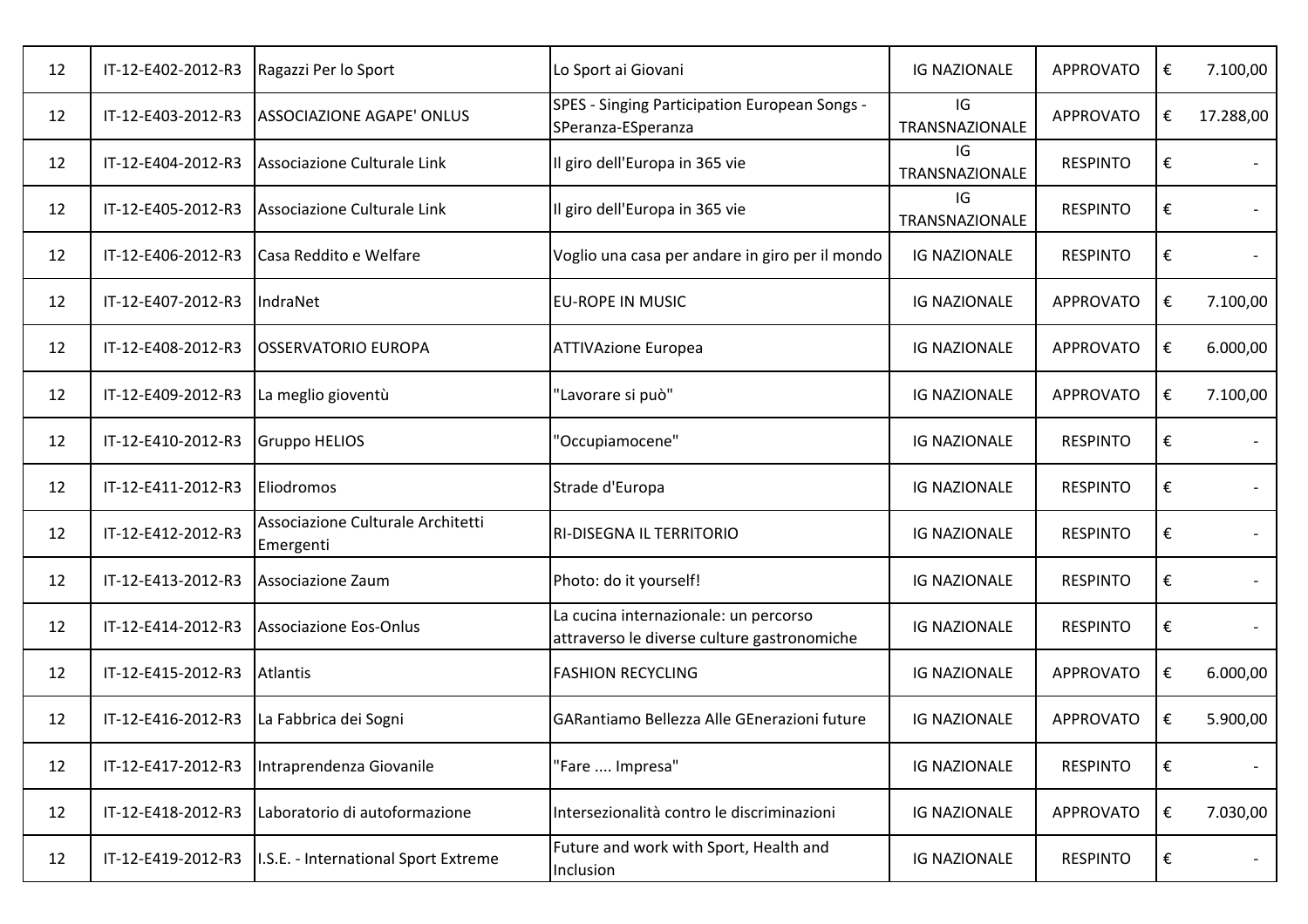| | | | | | | |
|---|---|---|---|---|---|---|
| 12 | IT-12-E402-2012-R3 | Ragazzi Per lo Sport | Lo Sport ai Giovani | IG NAZIONALE | APPROVATO | € 7.100,00 |
| 12 | IT-12-E403-2012-R3 | ASSOCIAZIONE AGAPE' ONLUS | SPES - Singing Participation European Songs - SPeranza-ESperanza | IG TRANSNAZIONALE | APPROVATO | € 17.288,00 |
| 12 | IT-12-E404-2012-R3 | Associazione Culturale Link | Il giro dell'Europa in 365 vie | IG TRANSNAZIONALE | RESPINTO | € - |
| 12 | IT-12-E405-2012-R3 | Associazione Culturale Link | Il giro dell'Europa in 365 vie | IG TRANSNAZIONALE | RESPINTO | € - |
| 12 | IT-12-E406-2012-R3 | Casa Reddito e Welfare | Voglio una casa per andare in giro per il mondo | IG NAZIONALE | RESPINTO | € - |
| 12 | IT-12-E407-2012-R3 | IndraNet | EU-ROPE IN MUSIC | IG NAZIONALE | APPROVATO | € 7.100,00 |
| 12 | IT-12-E408-2012-R3 | OSSERVATORIO EUROPA | ATTIVAzione Europea | IG NAZIONALE | APPROVATO | € 6.000,00 |
| 12 | IT-12-E409-2012-R3 | La meglio gioventù | "Lavorare si può" | IG NAZIONALE | APPROVATO | € 7.100,00 |
| 12 | IT-12-E410-2012-R3 | Gruppo HELIOS | "Occupiamocene" | IG NAZIONALE | RESPINTO | € - |
| 12 | IT-12-E411-2012-R3 | Eliodromos | Strade d'Europa | IG NAZIONALE | RESPINTO | € - |
| 12 | IT-12-E412-2012-R3 | Associazione Culturale Architetti Emergenti | RI-DISEGNA IL TERRITORIO | IG NAZIONALE | RESPINTO | € - |
| 12 | IT-12-E413-2012-R3 | Associazione Zaum | Photo: do it yourself! | IG NAZIONALE | RESPINTO | € - |
| 12 | IT-12-E414-2012-R3 | Associazione Eos-Onlus | La cucina internazionale: un percorso attraverso le diverse culture gastronomiche | IG NAZIONALE | RESPINTO | € - |
| 12 | IT-12-E415-2012-R3 | Atlantis | FASHION RECYCLING | IG NAZIONALE | APPROVATO | € 6.000,00 |
| 12 | IT-12-E416-2012-R3 | La Fabbrica dei Sogni | GARantiamo Bellezza Alle GEnerazioni future | IG NAZIONALE | APPROVATO | € 5.900,00 |
| 12 | IT-12-E417-2012-R3 | Intraprendenza Giovanile | "Fare .... Impresa" | IG NAZIONALE | RESPINTO | € - |
| 12 | IT-12-E418-2012-R3 | Laboratorio di autoformazione | Intersezionalità contro le discriminazioni | IG NAZIONALE | APPROVATO | € 7.030,00 |
| 12 | IT-12-E419-2012-R3 | I.S.E. - International Sport Extreme | Future and work with Sport, Health and Inclusion | IG NAZIONALE | RESPINTO | € - |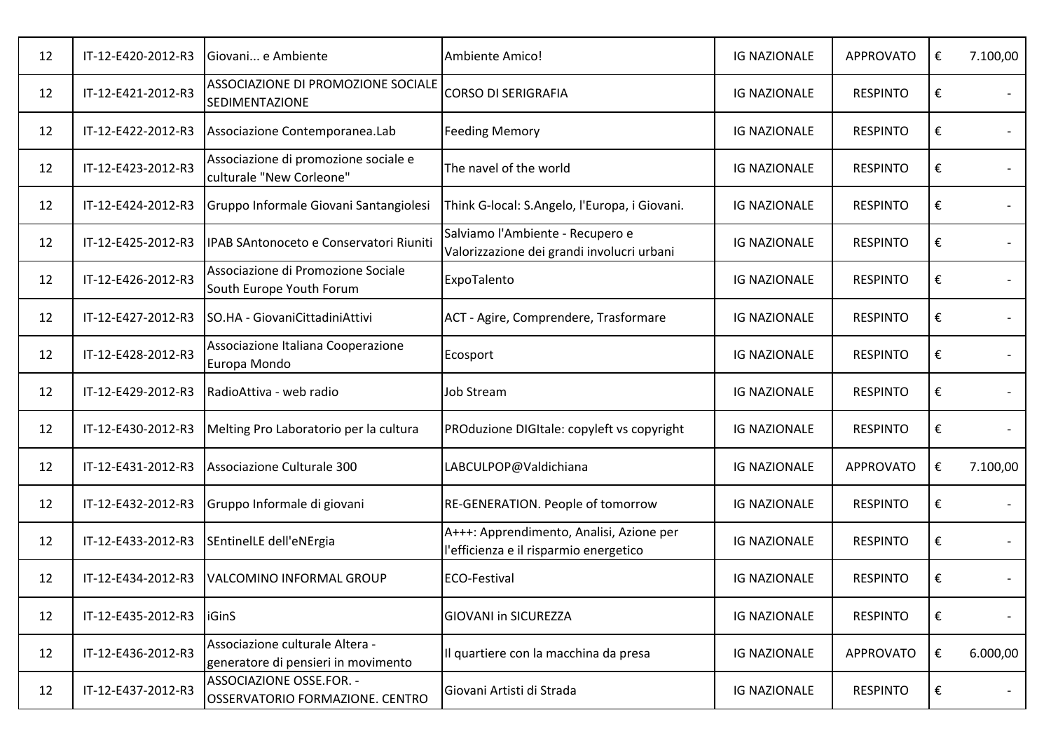| | | | | | | | |
|---|---|---|---|---|---|---|---|
| 12 | IT-12-E420-2012-R3 | Giovani... e Ambiente | Ambiente Amico! | IG NAZIONALE | APPROVATO | € | 7.100,00 |
| 12 | IT-12-E421-2012-R3 | ASSOCIAZIONE DI PROMOZIONE SOCIALE SEDIMENTAZIONE | CORSO DI SERIGRAFIA | IG NAZIONALE | RESPINTO | € | - |
| 12 | IT-12-E422-2012-R3 | Associazione Contemporanea.Lab | Feeding Memory | IG NAZIONALE | RESPINTO | € | - |
| 12 | IT-12-E423-2012-R3 | Associazione di promozione sociale e culturale "New Corleone" | The navel of the world | IG NAZIONALE | RESPINTO | € | - |
| 12 | IT-12-E424-2012-R3 | Gruppo Informale Giovani Santangiolesi | Think G-local: S.Angelo, l'Europa, i Giovani. | IG NAZIONALE | RESPINTO | € | - |
| 12 | IT-12-E425-2012-R3 | IPAB SAntonoceto e Conservatori Riuniti | Salviamo l'Ambiente - Recupero e Valorizzazione dei grandi involucri urbani | IG NAZIONALE | RESPINTO | € | - |
| 12 | IT-12-E426-2012-R3 | Associazione di Promozione Sociale South Europe Youth Forum | ExpoTalento | IG NAZIONALE | RESPINTO | € | - |
| 12 | IT-12-E427-2012-R3 | SO.HA - GiovaniCittadiniAttivi | ACT - Agire, Comprendere, Trasformare | IG NAZIONALE | RESPINTO | € | - |
| 12 | IT-12-E428-2012-R3 | Associazione Italiana Cooperazione Europa Mondo | Ecosport | IG NAZIONALE | RESPINTO | € | - |
| 12 | IT-12-E429-2012-R3 | RadioAttiva - web radio | Job Stream | IG NAZIONALE | RESPINTO | € | - |
| 12 | IT-12-E430-2012-R3 | Melting Pro Laboratorio per la cultura | PROduzione DIGItale: copyleft vs copyright | IG NAZIONALE | RESPINTO | € | - |
| 12 | IT-12-E431-2012-R3 | Associazione Culturale 300 | LABCULPOP@Valdichiana | IG NAZIONALE | APPROVATO | € | 7.100,00 |
| 12 | IT-12-E432-2012-R3 | Gruppo Informale di giovani | RE-GENERATION. People of tomorrow | IG NAZIONALE | RESPINTO | € | - |
| 12 | IT-12-E433-2012-R3 | SEntinelLE dell'eNErgia | A+++: Apprendimento, Analisi, Azione per l'efficienza e il risparmio energetico | IG NAZIONALE | RESPINTO | € | - |
| 12 | IT-12-E434-2012-R3 | VALCOMINO INFORMAL GROUP | ECO-Festival | IG NAZIONALE | RESPINTO | € | - |
| 12 | IT-12-E435-2012-R3 | iGinS | GIOVANI in SICUREZZA | IG NAZIONALE | RESPINTO | € | - |
| 12 | IT-12-E436-2012-R3 | Associazione culturale Altera - generatore di pensieri in movimento | Il quartiere con la macchina da presa | IG NAZIONALE | APPROVATO | € | 6.000,00 |
| 12 | IT-12-E437-2012-R3 | ASSOCIAZIONE OSSE.FOR. - OSSERVATORIO FORMAZIONE. CENTRO | Giovani Artisti di Strada | IG NAZIONALE | RESPINTO | € | - |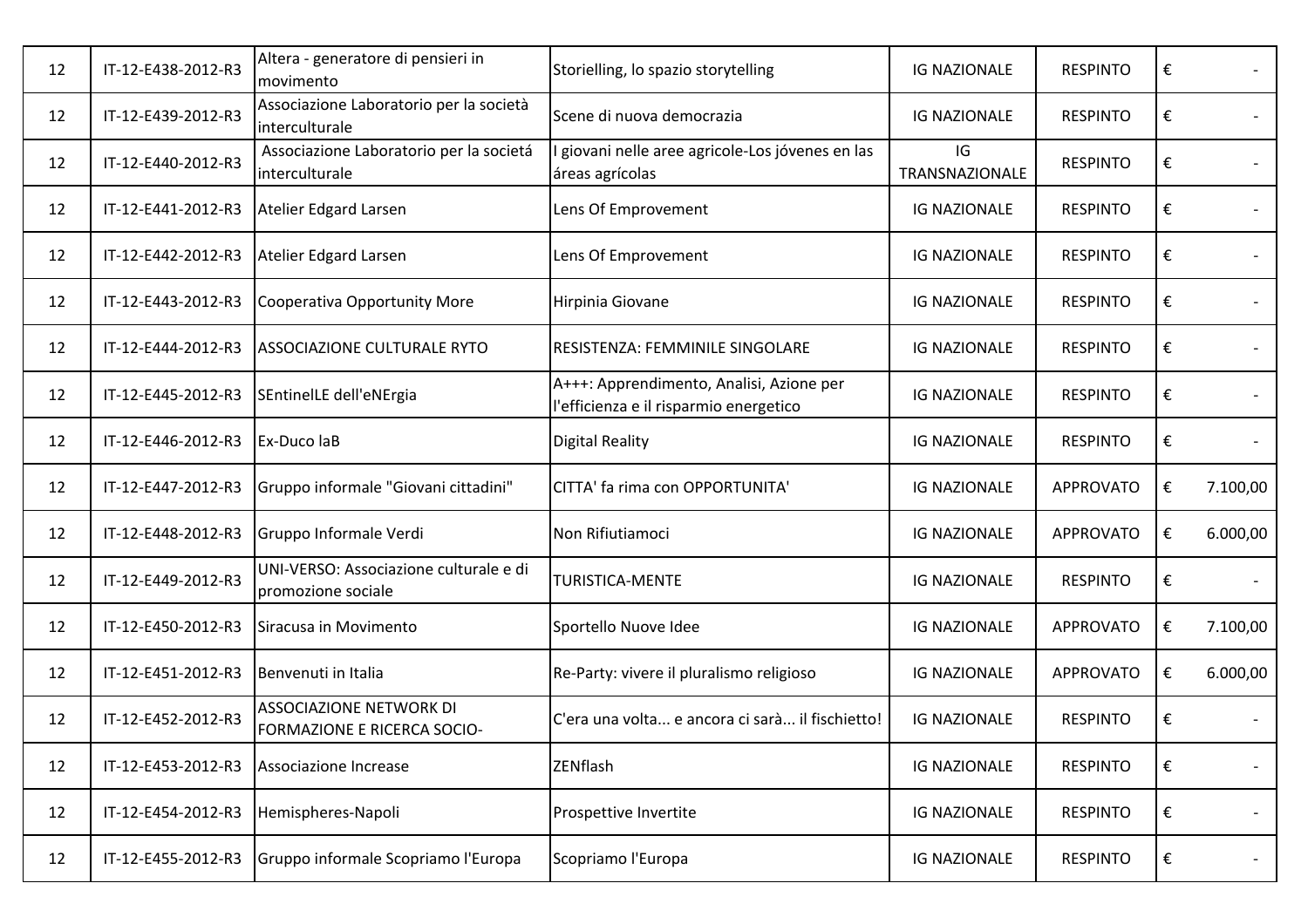| | | | | | | |
|---|---|---|---|---|---|---|
| 12 | IT-12-E438-2012-R3 | Altera - generatore di pensieri in movimento | Storielling, lo spazio storytelling | IG NAZIONALE | RESPINTO | € - |
| 12 | IT-12-E439-2012-R3 | Associazione Laboratorio per la società interculturale | Scene di nuova democrazia | IG NAZIONALE | RESPINTO | € - |
| 12 | IT-12-E440-2012-R3 | Associazione Laboratorio per la societá interculturale | I giovani nelle aree agricole-Los jóvenes en las áreas agrícolas | IG TRANSNAZIONALE | RESPINTO | € - |
| 12 | IT-12-E441-2012-R3 | Atelier Edgard Larsen | Lens Of Emprovement | IG NAZIONALE | RESPINTO | € - |
| 12 | IT-12-E442-2012-R3 | Atelier Edgard Larsen | Lens Of Emprovement | IG NAZIONALE | RESPINTO | € - |
| 12 | IT-12-E443-2012-R3 | Cooperativa Opportunity More | Hirpinia Giovane | IG NAZIONALE | RESPINTO | € - |
| 12 | IT-12-E444-2012-R3 | ASSOCIAZIONE CULTURALE RYTO | RESISTENZA: FEMMINILE SINGOLARE | IG NAZIONALE | RESPINTO | € - |
| 12 | IT-12-E445-2012-R3 | SEntinelLE dell'eNErgia | A+++: Apprendimento, Analisi, Azione per l'efficienza e il risparmio energetico | IG NAZIONALE | RESPINTO | € - |
| 12 | IT-12-E446-2012-R3 | Ex-Duco laB | Digital Reality | IG NAZIONALE | RESPINTO | € - |
| 12 | IT-12-E447-2012-R3 | Gruppo informale "Giovani cittadini" | CITTA' fa rima con OPPORTUNITA' | IG NAZIONALE | APPROVATO | € 7.100,00 |
| 12 | IT-12-E448-2012-R3 | Gruppo Informale Verdi | Non Rifiutiamoci | IG NAZIONALE | APPROVATO | € 6.000,00 |
| 12 | IT-12-E449-2012-R3 | UNI-VERSO: Associazione culturale e di promozione sociale | TURISTICA-MENTE | IG NAZIONALE | RESPINTO | € - |
| 12 | IT-12-E450-2012-R3 | Siracusa in Movimento | Sportello Nuove Idee | IG NAZIONALE | APPROVATO | € 7.100,00 |
| 12 | IT-12-E451-2012-R3 | Benvenuti in Italia | Re-Party: vivere il pluralismo religioso | IG NAZIONALE | APPROVATO | € 6.000,00 |
| 12 | IT-12-E452-2012-R3 | ASSOCIAZIONE NETWORK DI FORMAZIONE E RICERCA SOCIO- | C'era una volta... e ancora ci sarà... il fischietto! | IG NAZIONALE | RESPINTO | € - |
| 12 | IT-12-E453-2012-R3 | Associazione Increase | ZENflash | IG NAZIONALE | RESPINTO | € - |
| 12 | IT-12-E454-2012-R3 | Hemispheres-Napoli | Prospettive Invertite | IG NAZIONALE | RESPINTO | € - |
| 12 | IT-12-E455-2012-R3 | Gruppo informale Scopriamo l'Europa | Scopriamo l'Europa | IG NAZIONALE | RESPINTO | € - |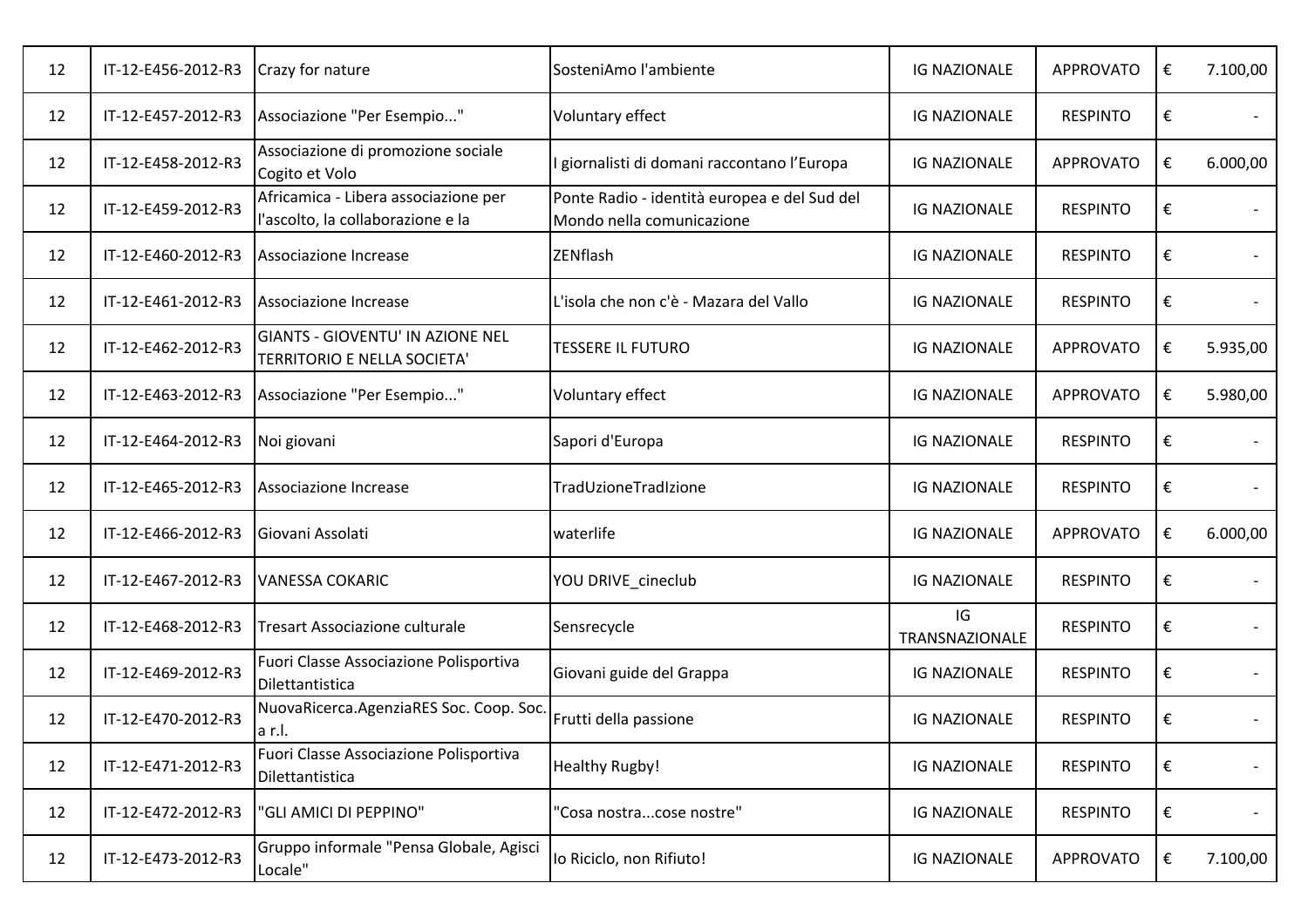| | | | | | | | |
|---|---|---|---|---|---|---|---|
| 12 | IT-12-E456-2012-R3 | Crazy for nature | SosteniAmo l'ambiente | IG NAZIONALE | APPROVATO | € | 7.100,00 |
| 12 | IT-12-E457-2012-R3 | Associazione "Per Esempio..." | Voluntary effect | IG NAZIONALE | RESPINTO | € | - |
| 12 | IT-12-E458-2012-R3 | Associazione di promozione sociale Cogito et Volo | I giornalisti di domani raccontano l'Europa | IG NAZIONALE | APPROVATO | € | 6.000,00 |
| 12 | IT-12-E459-2012-R3 | Africamica - Libera associazione per l'ascolto, la collaborazione e la | Ponte Radio - identità europea e del Sud del Mondo nella comunicazione | IG NAZIONALE | RESPINTO | € | - |
| 12 | IT-12-E460-2012-R3 | Associazione Increase | ZENflash | IG NAZIONALE | RESPINTO | € | - |
| 12 | IT-12-E461-2012-R3 | Associazione Increase | L'isola che non c'è - Mazara del Vallo | IG NAZIONALE | RESPINTO | € | - |
| 12 | IT-12-E462-2012-R3 | GIANTS - GIOVENTU' IN AZIONE NEL TERRITORIO E NELLA SOCIETA' | TESSERE IL FUTURO | IG NAZIONALE | APPROVATO | € | 5.935,00 |
| 12 | IT-12-E463-2012-R3 | Associazione "Per Esempio..." | Voluntary effect | IG NAZIONALE | APPROVATO | € | 5.980,00 |
| 12 | IT-12-E464-2012-R3 | Noi giovani | Sapori d'Europa | IG NAZIONALE | RESPINTO | € | - |
| 12 | IT-12-E465-2012-R3 | Associazione Increase | TradUzioneTradIzione | IG NAZIONALE | RESPINTO | € | - |
| 12 | IT-12-E466-2012-R3 | Giovani Assolati | waterlife | IG NAZIONALE | APPROVATO | € | 6.000,00 |
| 12 | IT-12-E467-2012-R3 | VANESSA COKARIC | YOU DRIVE_cineclub | IG NAZIONALE | RESPINTO | € | - |
| 12 | IT-12-E468-2012-R3 | Tresart Associazione culturale | Sensrecycle | IG TRANSNAZIONALE | RESPINTO | € | - |
| 12 | IT-12-E469-2012-R3 | Fuori Classe Associazione Polisportiva Dilettantistica | Giovani guide del Grappa | IG NAZIONALE | RESPINTO | € | - |
| 12 | IT-12-E470-2012-R3 | NuovaRicerca.AgenziaRES Soc. Coop. Soc. a r.l. | Frutti della passione | IG NAZIONALE | RESPINTO | € | - |
| 12 | IT-12-E471-2012-R3 | Fuori Classe Associazione Polisportiva Dilettantistica | Healthy Rugby! | IG NAZIONALE | RESPINTO | € | - |
| 12 | IT-12-E472-2012-R3 | "GLI AMICI DI PEPPINO" | "Cosa nostra...cose nostre" | IG NAZIONALE | RESPINTO | € | - |
| 12 | IT-12-E473-2012-R3 | Gruppo informale "Pensa Globale, Agisci Locale" | Io Riciclo, non Rifiuto! | IG NAZIONALE | APPROVATO | € | 7.100,00 |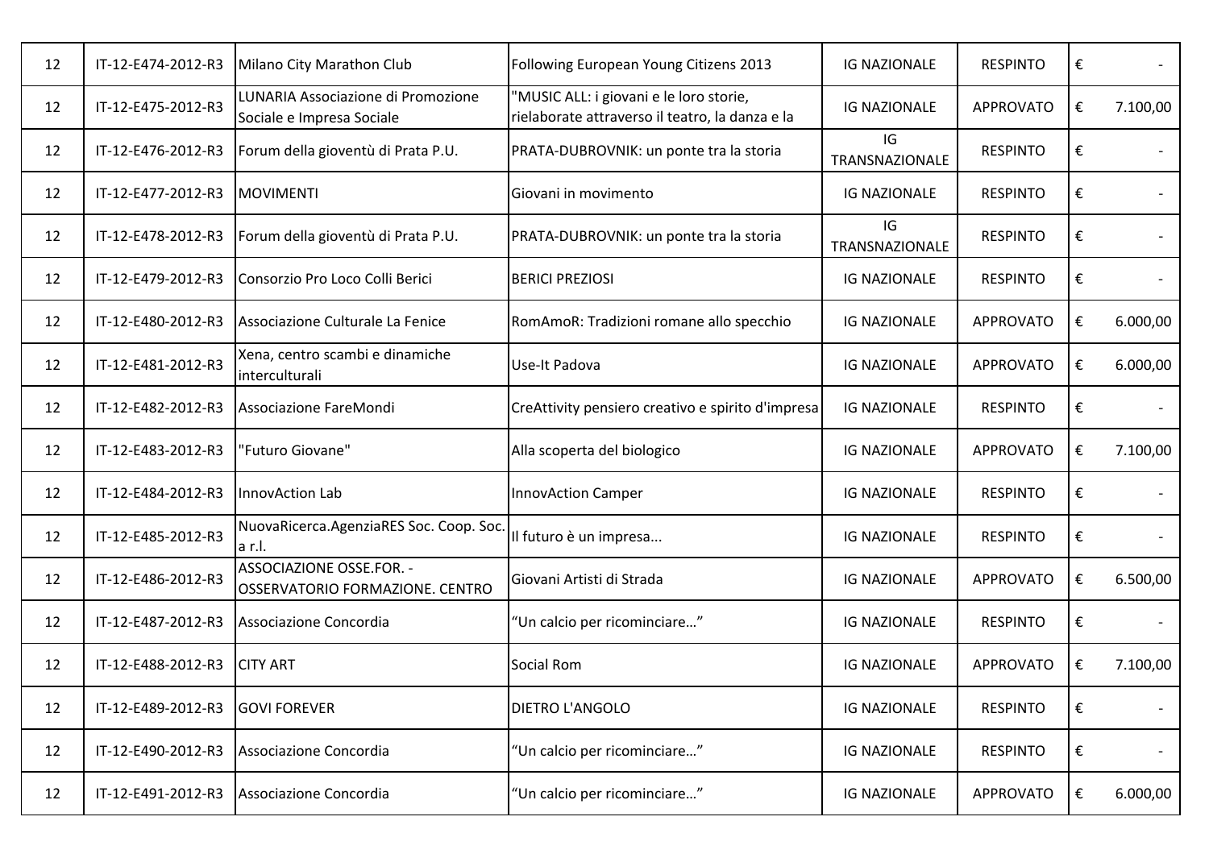| | | | | | | | |
|---|---|---|---|---|---|---|---|
| 12 | IT-12-E474-2012-R3 | Milano City Marathon Club | Following European Young Citizens 2013 | IG NAZIONALE | RESPINTO | € | - |
| 12 | IT-12-E475-2012-R3 | LUNARIA Associazione di Promozione Sociale e Impresa Sociale | "MUSIC ALL: i giovani e le loro storie, rielaborate attraverso il teatro, la danza e la | IG NAZIONALE | APPROVATO | € | 7.100,00 |
| 12 | IT-12-E476-2012-R3 | Forum della gioventù di Prata P.U. | PRATA-DUBROVNIK: un ponte tra la storia | IG TRANSNAZIONALE | RESPINTO | € | - |
| 12 | IT-12-E477-2012-R3 | MOVIMENTI | Giovani in movimento | IG NAZIONALE | RESPINTO | € | - |
| 12 | IT-12-E478-2012-R3 | Forum della gioventù di Prata P.U. | PRATA-DUBROVNIK: un ponte tra la storia | IG TRANSNAZIONALE | RESPINTO | € | - |
| 12 | IT-12-E479-2012-R3 | Consorzio Pro Loco Colli Berici | BERICI PREZIOSI | IG NAZIONALE | RESPINTO | € | - |
| 12 | IT-12-E480-2012-R3 | Associazione Culturale La Fenice | RomAmoR: Tradizioni romane allo specchio | IG NAZIONALE | APPROVATO | € | 6.000,00 |
| 12 | IT-12-E481-2012-R3 | Xena, centro scambi e dinamiche interculturali | Use-It Padova | IG NAZIONALE | APPROVATO | € | 6.000,00 |
| 12 | IT-12-E482-2012-R3 | Associazione FareMondi | CreAttivity pensiero creativo e spirito d'impresa | IG NAZIONALE | RESPINTO | € | - |
| 12 | IT-12-E483-2012-R3 | "Futuro Giovane" | Alla scoperta del biologico | IG NAZIONALE | APPROVATO | € | 7.100,00 |
| 12 | IT-12-E484-2012-R3 | InnovAction Lab | InnovAction Camper | IG NAZIONALE | RESPINTO | € | - |
| 12 | IT-12-E485-2012-R3 | NuovaRicerca.AgenziaRES Soc. Coop. Soc. a r.l. | Il futuro è un impresa... | IG NAZIONALE | RESPINTO | € | - |
| 12 | IT-12-E486-2012-R3 | ASSOCIAZIONE OSSE.FOR. - OSSERVATORIO FORMAZIONE. CENTRO | Giovani Artisti di Strada | IG NAZIONALE | APPROVATO | € | 6.500,00 |
| 12 | IT-12-E487-2012-R3 | Associazione Concordia | "Un calcio per ricominciare…" | IG NAZIONALE | RESPINTO | € | - |
| 12 | IT-12-E488-2012-R3 | CITY ART | Social Rom | IG NAZIONALE | APPROVATO | € | 7.100,00 |
| 12 | IT-12-E489-2012-R3 | GOVI FOREVER | DIETRO L'ANGOLO | IG NAZIONALE | RESPINTO | € | - |
| 12 | IT-12-E490-2012-R3 | Associazione Concordia | "Un calcio per ricominciare…" | IG NAZIONALE | RESPINTO | € | - |
| 12 | IT-12-E491-2012-R3 | Associazione Concordia | "Un calcio per ricominciare…" | IG NAZIONALE | APPROVATO | € | 6.000,00 |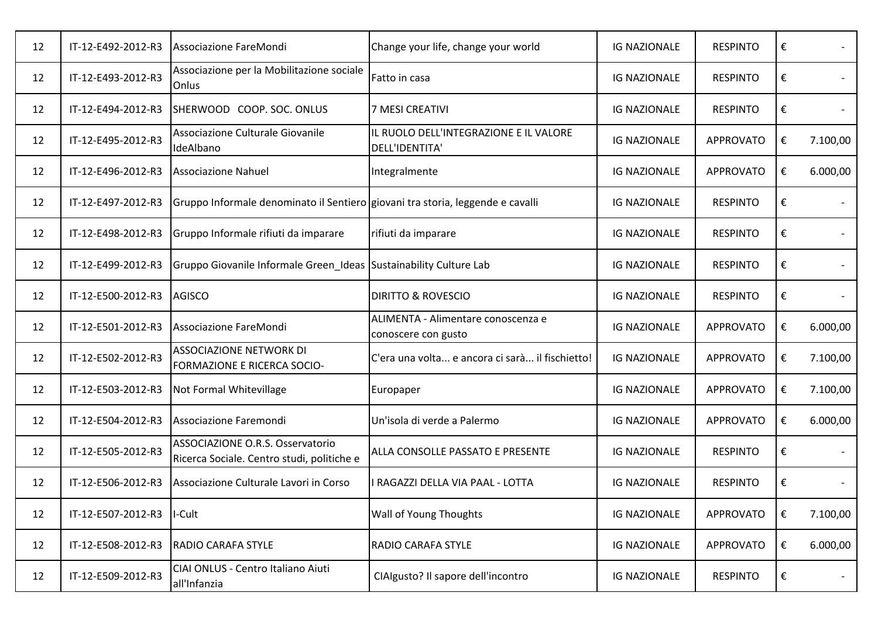| 12 | IT-12-E492-2012-R3 | Associazione FareMondi | Change your life, change your world | IG NAZIONALE | RESPINTO | € | - |
|---|---|---|---|---|---|---|---|
| 12 | IT-12-E493-2012-R3 | Associazione per la Mobilitazione sociale Onlus | Fatto in casa | IG NAZIONALE | RESPINTO | € | - |
| 12 | IT-12-E494-2012-R3 | SHERWOOD COOP. SOC. ONLUS | 7 MESI CREATIVI | IG NAZIONALE | RESPINTO | € | - |
| 12 | IT-12-E495-2012-R3 | Associazione Culturale Giovanile IdeAlbano | IL RUOLO DELL'INTEGRAZIONE E IL VALORE DELL'IDENTITA' | IG NAZIONALE | APPROVATO | € | 7.100,00 |
| 12 | IT-12-E496-2012-R3 | Associazione Nahuel | Integralmente | IG NAZIONALE | APPROVATO | € | 6.000,00 |
| 12 | IT-12-E497-2012-R3 | Gruppo Informale denominato il Sentiero | giovani tra storia, leggende e cavalli | IG NAZIONALE | RESPINTO | € | - |
| 12 | IT-12-E498-2012-R3 | Gruppo Informale rifiuti da imparare | rifiuti da imparare | IG NAZIONALE | RESPINTO | € | - |
| 12 | IT-12-E499-2012-R3 | Gruppo Giovanile Informale Green_Ideas | Sustainability Culture Lab | IG NAZIONALE | RESPINTO | € | - |
| 12 | IT-12-E500-2012-R3 | AGISCO | DIRITTO & ROVESCIO | IG NAZIONALE | RESPINTO | € | - |
| 12 | IT-12-E501-2012-R3 | Associazione FareMondi | ALIMENTA - Alimentare conoscenza e conoscere con gusto | IG NAZIONALE | APPROVATO | € | 6.000,00 |
| 12 | IT-12-E502-2012-R3 | ASSOCIAZIONE NETWORK DI FORMAZIONE E RICERCA SOCIO- | C'era una volta... e ancora ci sarà... il fischietto! | IG NAZIONALE | APPROVATO | € | 7.100,00 |
| 12 | IT-12-E503-2012-R3 | Not Formal Whitevillage | Europaper | IG NAZIONALE | APPROVATO | € | 7.100,00 |
| 12 | IT-12-E504-2012-R3 | Associazione Faremondi | Un'isola di verde a Palermo | IG NAZIONALE | APPROVATO | € | 6.000,00 |
| 12 | IT-12-E505-2012-R3 | ASSOCIAZIONE O.R.S. Osservatorio Ricerca Sociale. Centro studi, politiche e | ALLA CONSOLLE PASSATO E PRESENTE | IG NAZIONALE | RESPINTO | € | - |
| 12 | IT-12-E506-2012-R3 | Associazione Culturale Lavori in Corso | I RAGAZZI DELLA VIA PAAL - LOTTA | IG NAZIONALE | RESPINTO | € | - |
| 12 | IT-12-E507-2012-R3 | I-Cult | Wall of Young Thoughts | IG NAZIONALE | APPROVATO | € | 7.100,00 |
| 12 | IT-12-E508-2012-R3 | RADIO CARAFA STYLE | RADIO CARAFA STYLE | IG NAZIONALE | APPROVATO | € | 6.000,00 |
| 12 | IT-12-E509-2012-R3 | CIAI ONLUS - Centro Italiano Aiuti all'Infanzia | CIAIgusto? Il sapore dell'incontro | IG NAZIONALE | RESPINTO | € | - |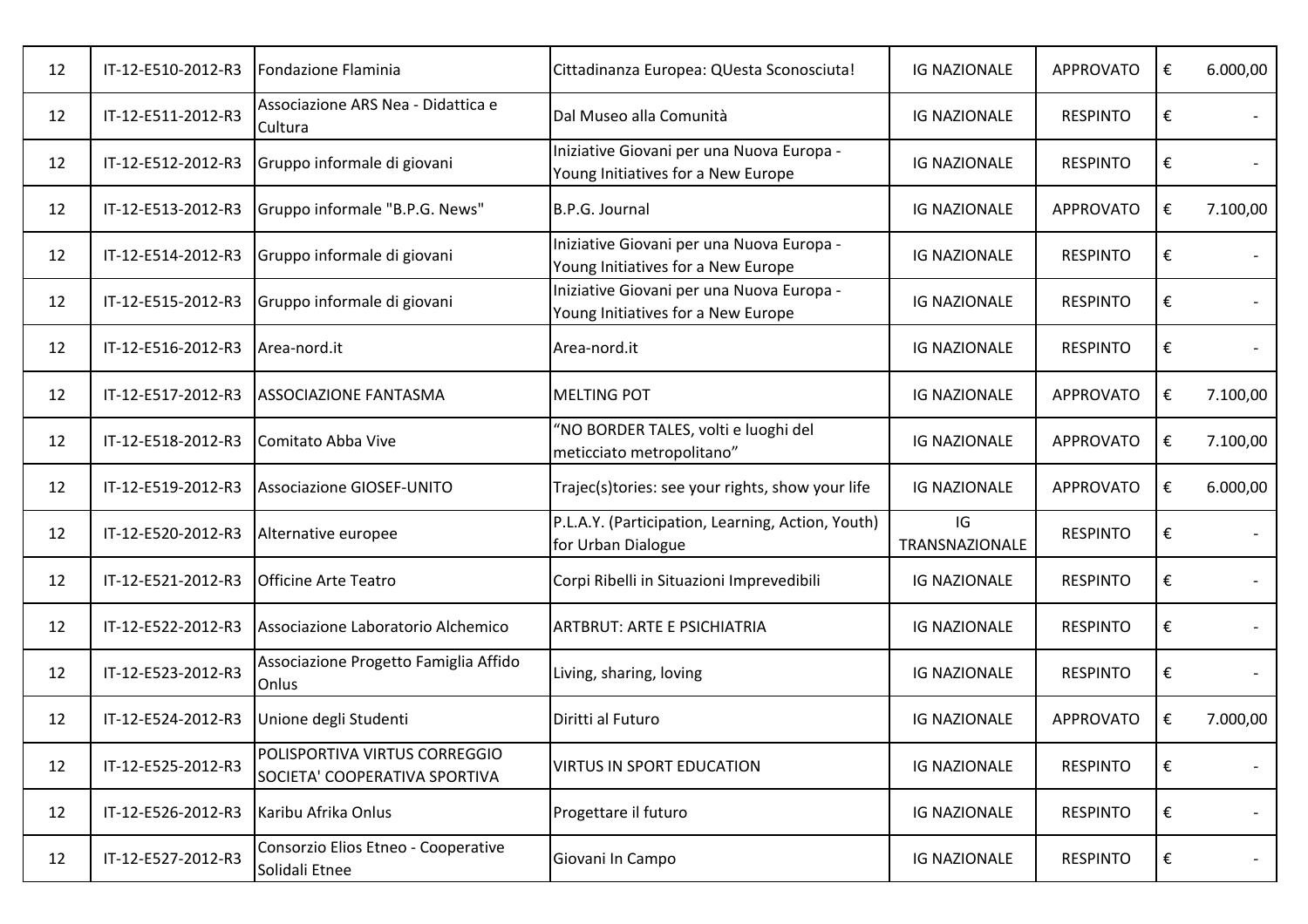| | | | | | | |
|---|---|---|---|---|---|---|
| 12 | IT-12-E510-2012-R3 | Fondazione Flaminia | Cittadinanza Europea: QUesta Sconosciuta! | IG NAZIONALE | APPROVATO | € 6.000,00 |
| 12 | IT-12-E511-2012-R3 | Associazione ARS Nea - Didattica e Cultura | Dal Museo alla Comunità | IG NAZIONALE | RESPINTO | € - |
| 12 | IT-12-E512-2012-R3 | Gruppo informale di giovani | Iniziative Giovani per una Nuova Europa - Young Initiatives for a New Europe | IG NAZIONALE | RESPINTO | € - |
| 12 | IT-12-E513-2012-R3 | Gruppo informale "B.P.G. News" | B.P.G. Journal | IG NAZIONALE | APPROVATO | € 7.100,00 |
| 12 | IT-12-E514-2012-R3 | Gruppo informale di giovani | Iniziative Giovani per una Nuova Europa - Young Initiatives for a New Europe | IG NAZIONALE | RESPINTO | € - |
| 12 | IT-12-E515-2012-R3 | Gruppo informale di giovani | Iniziative Giovani per una Nuova Europa - Young Initiatives for a New Europe | IG NAZIONALE | RESPINTO | € - |
| 12 | IT-12-E516-2012-R3 | Area-nord.it | Area-nord.it | IG NAZIONALE | RESPINTO | € - |
| 12 | IT-12-E517-2012-R3 | ASSOCIAZIONE FANTASMA | MELTING POT | IG NAZIONALE | APPROVATO | € 7.100,00 |
| 12 | IT-12-E518-2012-R3 | Comitato Abba Vive | "NO BORDER TALES, volti e luoghi del meticciato metropolitano" | IG NAZIONALE | APPROVATO | € 7.100,00 |
| 12 | IT-12-E519-2012-R3 | Associazione GIOSEF-UNITO | Trajec(s)tories: see your rights, show your life | IG NAZIONALE | APPROVATO | € 6.000,00 |
| 12 | IT-12-E520-2012-R3 | Alternative europee | P.L.A.Y. (Participation, Learning, Action, Youth) for Urban Dialogue | IG TRANSNAZIONALE | RESPINTO | € - |
| 12 | IT-12-E521-2012-R3 | Officine Arte Teatro | Corpi Ribelli in Situazioni Imprevedibili | IG NAZIONALE | RESPINTO | € - |
| 12 | IT-12-E522-2012-R3 | Associazione Laboratorio Alchemico | ARTBRUT: ARTE E PSICHIATRIA | IG NAZIONALE | RESPINTO | € - |
| 12 | IT-12-E523-2012-R3 | Associazione Progetto Famiglia Affido Onlus | Living, sharing, loving | IG NAZIONALE | RESPINTO | € - |
| 12 | IT-12-E524-2012-R3 | Unione degli Studenti | Diritti al Futuro | IG NAZIONALE | APPROVATO | € 7.000,00 |
| 12 | IT-12-E525-2012-R3 | POLISPORTIVA VIRTUS CORREGGIO SOCIETA' COOPERATIVA SPORTIVA | VIRTUS IN SPORT EDUCATION | IG NAZIONALE | RESPINTO | € - |
| 12 | IT-12-E526-2012-R3 | Karibu Afrika Onlus | Progettare il futuro | IG NAZIONALE | RESPINTO | € - |
| 12 | IT-12-E527-2012-R3 | Consorzio Elios Etneo - Cooperative Solidali Etnee | Giovani In Campo | IG NAZIONALE | RESPINTO | € - |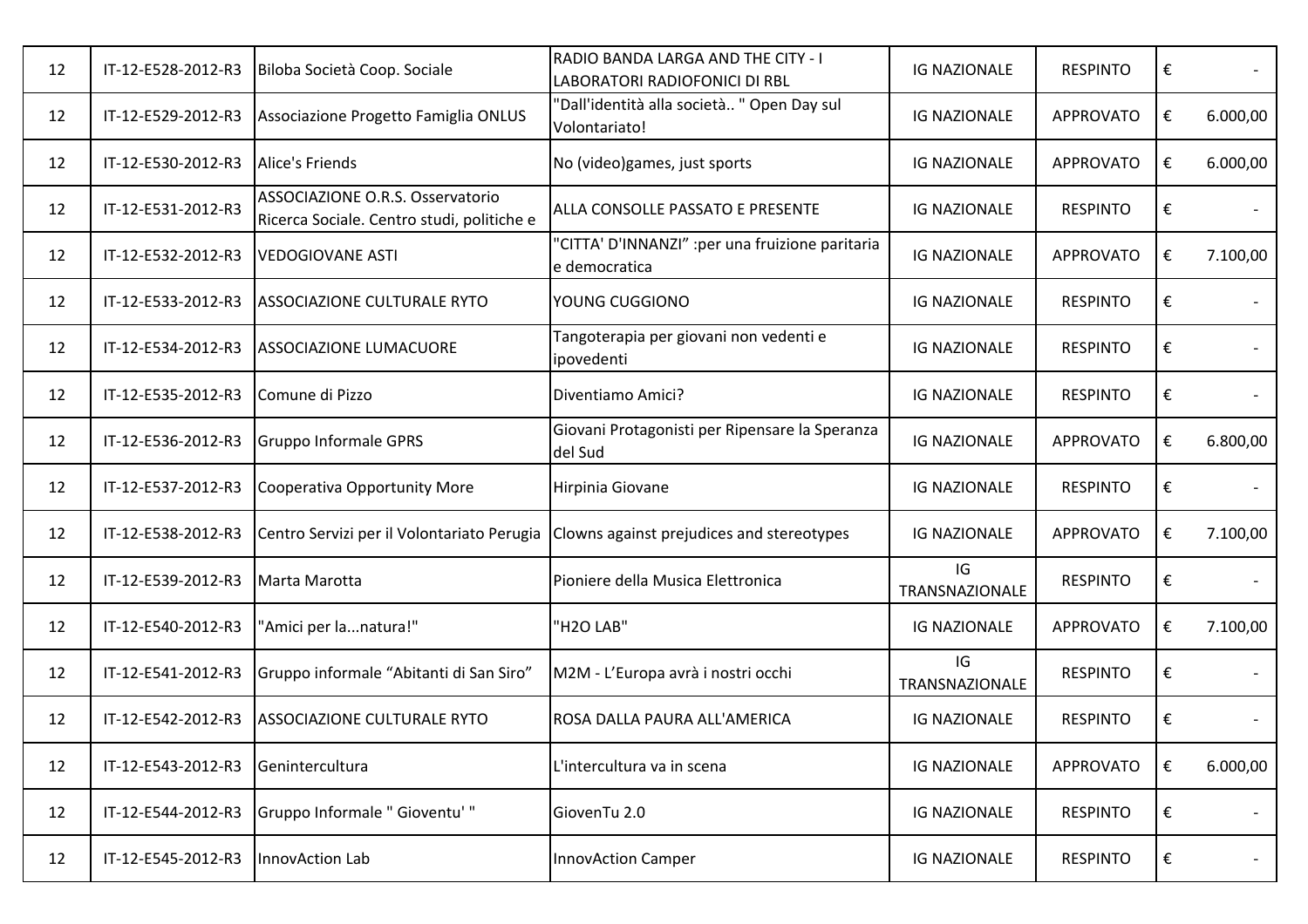| | | | | | | | |
|---|---|---|---|---|---|---|---|
| 12 | IT-12-E528-2012-R3 | Biloba Società Coop. Sociale | RADIO BANDA LARGA AND THE CITY - I LABORATORI RADIOFONICI DI RBL | IG NAZIONALE | RESPINTO | € | - |
| 12 | IT-12-E529-2012-R3 | Associazione Progetto Famiglia ONLUS | "Dall'identità alla società.. " Open Day sul Volontariato! | IG NAZIONALE | APPROVATO | € | 6.000,00 |
| 12 | IT-12-E530-2012-R3 | Alice's Friends | No (video)games, just sports | IG NAZIONALE | APPROVATO | € | 6.000,00 |
| 12 | IT-12-E531-2012-R3 | ASSOCIAZIONE O.R.S. Osservatorio Ricerca Sociale. Centro studi, politiche e | ALLA CONSOLLE PASSATO E PRESENTE | IG NAZIONALE | RESPINTO | € | - |
| 12 | IT-12-E532-2012-R3 | VEDOGIOVANE ASTI | "CITTA' D'INNANZI" :per una fruizione paritaria e democratica | IG NAZIONALE | APPROVATO | € | 7.100,00 |
| 12 | IT-12-E533-2012-R3 | ASSOCIAZIONE CULTURALE RYTO | YOUNG CUGGIONO | IG NAZIONALE | RESPINTO | € | - |
| 12 | IT-12-E534-2012-R3 | ASSOCIAZIONE LUMACUORE | Tangoterapia per giovani non vedenti e ipovedenti | IG NAZIONALE | RESPINTO | € | - |
| 12 | IT-12-E535-2012-R3 | Comune di Pizzo | Diventiamo Amici? | IG NAZIONALE | RESPINTO | € | - |
| 12 | IT-12-E536-2012-R3 | Gruppo Informale GPRS | Giovani Protagonisti per Ripensare la Speranza del Sud | IG NAZIONALE | APPROVATO | € | 6.800,00 |
| 12 | IT-12-E537-2012-R3 | Cooperativa Opportunity More | Hirpinia Giovane | IG NAZIONALE | RESPINTO | € | - |
| 12 | IT-12-E538-2012-R3 | Centro Servizi per il Volontariato Perugia | Clowns against prejudices and stereotypes | IG NAZIONALE | APPROVATO | € | 7.100,00 |
| 12 | IT-12-E539-2012-R3 | Marta Marotta | Pioniere della Musica Elettronica | IG TRANSNAZIONALE | RESPINTO | € | - |
| 12 | IT-12-E540-2012-R3 | "Amici per la...natura!" | "H2O LAB" | IG NAZIONALE | APPROVATO | € | 7.100,00 |
| 12 | IT-12-E541-2012-R3 | Gruppo informale "Abitanti di San Siro" | M2M - L'Europa avrà i nostri occhi | IG TRANSNAZIONALE | RESPINTO | € | - |
| 12 | IT-12-E542-2012-R3 | ASSOCIAZIONE CULTURALE RYTO | ROSA DALLA PAURA ALL'AMERICA | IG NAZIONALE | RESPINTO | € | - |
| 12 | IT-12-E543-2012-R3 | Genintercultura | L'intercultura va in scena | IG NAZIONALE | APPROVATO | € | 6.000,00 |
| 12 | IT-12-E544-2012-R3 | Gruppo Informale " Gioventu' " | GiovenTu 2.0 | IG NAZIONALE | RESPINTO | € | - |
| 12 | IT-12-E545-2012-R3 | InnovAction Lab | InnovAction Camper | IG NAZIONALE | RESPINTO | € | - |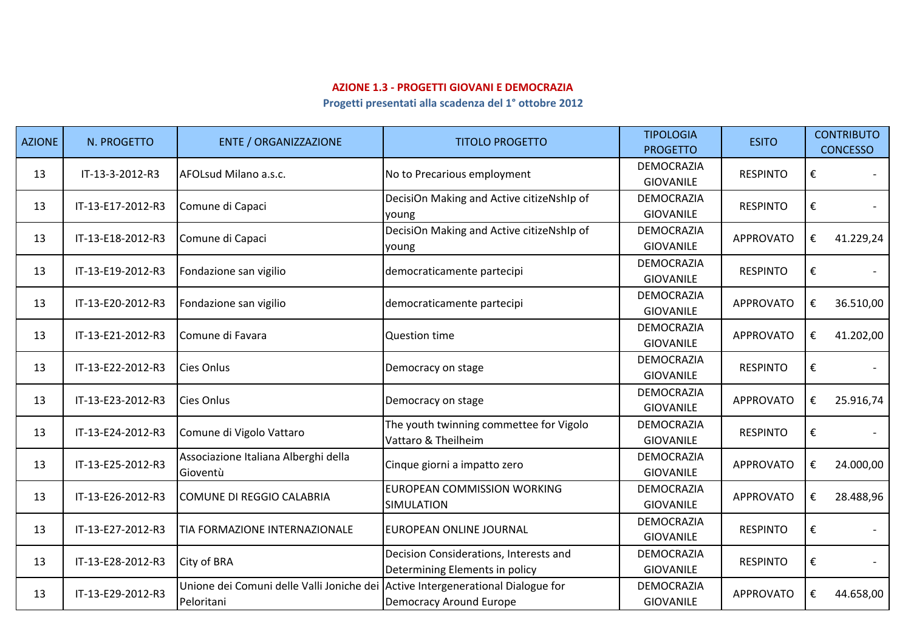**AZIONE 1.3 - PROGETTI GIOVANI E DEMOCRAZIA**

**Progetti presentati alla scadenza del 1° ottobre 2012**

| AZIONE | N. PROGETTO | ENTE / ORGANIZZAZIONE | TITOLO PROGETTO | TIPOLOGIA PROGETTO | ESITO | CONTRIBUTO CONCESSO |
|---|---|---|---|---|---|---|
| 13 | IT-13-3-2012-R3 | AFOLsud Milano a.s.c. | No to Precarious employment | DEMOCRAZIA GIOVANILE | RESPINTO | € - |
| 13 | IT-13-E17-2012-R3 | Comune di Capaci | DecisiOn Making and Active citizeNshIp of young | DEMOCRAZIA GIOVANILE | RESPINTO | € - |
| 13 | IT-13-E18-2012-R3 | Comune di Capaci | DecisiOn Making and Active citizeNshIp of young | DEMOCRAZIA GIOVANILE | APPROVATO | € 41.229,24 |
| 13 | IT-13-E19-2012-R3 | Fondazione san vigilio | democraticamente partecipi | DEMOCRAZIA GIOVANILE | RESPINTO | € - |
| 13 | IT-13-E20-2012-R3 | Fondazione san vigilio | democraticamente partecipi | DEMOCRAZIA GIOVANILE | APPROVATO | € 36.510,00 |
| 13 | IT-13-E21-2012-R3 | Comune di Favara | Question time | DEMOCRAZIA GIOVANILE | APPROVATO | € 41.202,00 |
| 13 | IT-13-E22-2012-R3 | Cies Onlus | Democracy on stage | DEMOCRAZIA GIOVANILE | RESPINTO | € - |
| 13 | IT-13-E23-2012-R3 | Cies Onlus | Democracy on stage | DEMOCRAZIA GIOVANILE | APPROVATO | € 25.916,74 |
| 13 | IT-13-E24-2012-R3 | Comune di Vigolo Vattaro | The youth twinning commettee for Vigolo Vattaro & Theilheim | DEMOCRAZIA GIOVANILE | RESPINTO | € - |
| 13 | IT-13-E25-2012-R3 | Associazione Italiana Alberghi della Gioventù | Cinque giorni a impatto zero | DEMOCRAZIA GIOVANILE | APPROVATO | € 24.000,00 |
| 13 | IT-13-E26-2012-R3 | COMUNE DI REGGIO CALABRIA | EUROPEAN COMMISSION WORKING SIMULATION | DEMOCRAZIA GIOVANILE | APPROVATO | € 28.488,96 |
| 13 | IT-13-E27-2012-R3 | TIA FORMAZIONE INTERNAZIONALE | EUROPEAN ONLINE JOURNAL | DEMOCRAZIA GIOVANILE | RESPINTO | € - |
| 13 | IT-13-E28-2012-R3 | City of BRA | Decision Considerations, Interests and Determining Elements in policy | DEMOCRAZIA GIOVANILE | RESPINTO | € - |
| 13 | IT-13-E29-2012-R3 | Unione dei Comuni delle Valli Joniche dei Peloritani | Active Intergenerational Dialogue for Democracy Around Europe | DEMOCRAZIA GIOVANILE | APPROVATO | € 44.658,00 |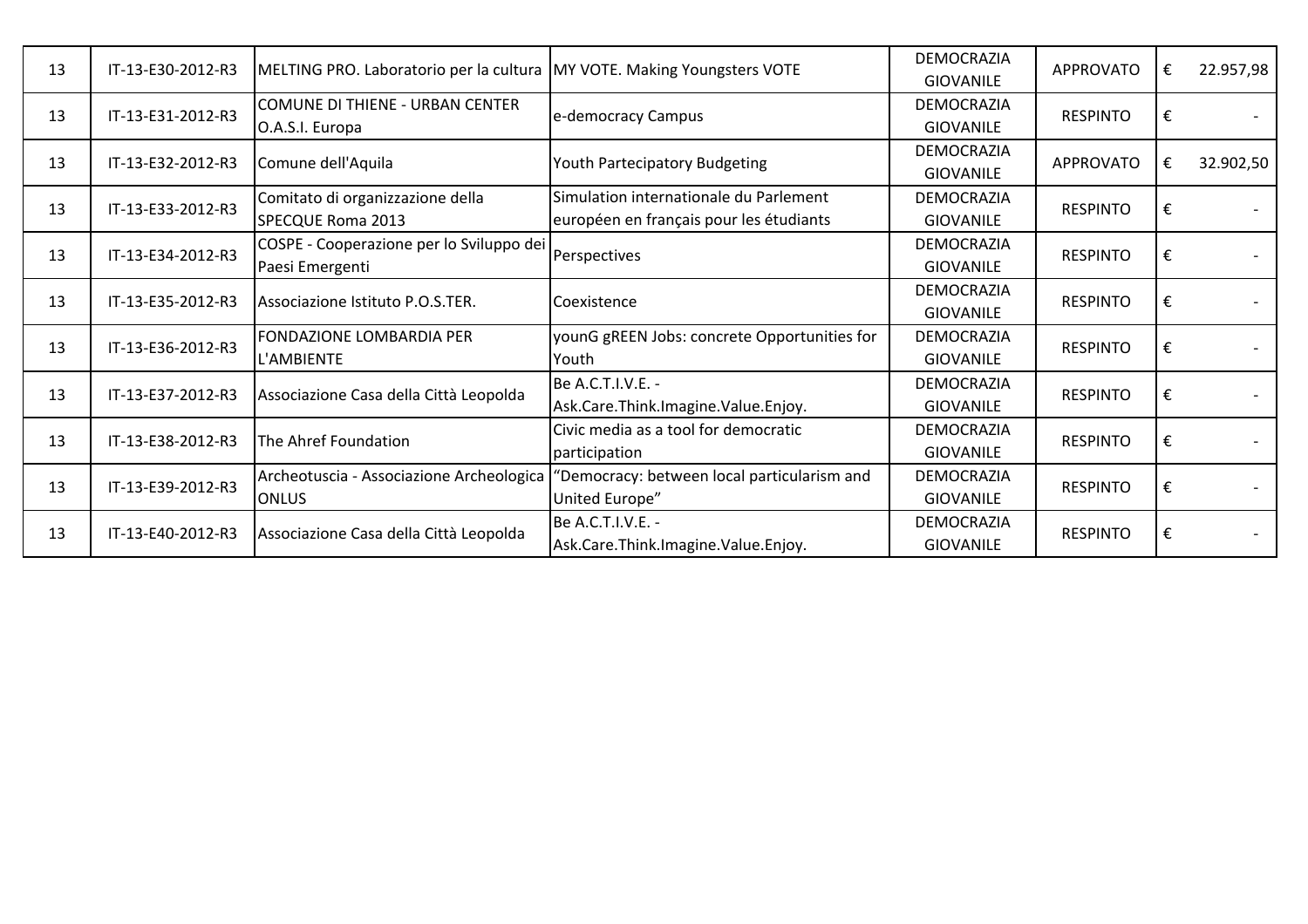| | | | | | | | |
|---|---|---|---|---|---|---|---|
| 13 | IT-13-E30-2012-R3 | MELTING PRO. Laboratorio per la cultura | MY VOTE. Making Youngsters VOTE | DEMOCRAZIA GIOVANILE | APPROVATO | € | 22.957,98 |
| 13 | IT-13-E31-2012-R3 | COMUNE DI THIENE - URBAN CENTER O.A.S.I. Europa | e-democracy Campus | DEMOCRAZIA GIOVANILE | RESPINTO | € | - |
| 13 | IT-13-E32-2012-R3 | Comune dell'Aquila | Youth Partecipatory Budgeting | DEMOCRAZIA GIOVANILE | APPROVATO | € | 32.902,50 |
| 13 | IT-13-E33-2012-R3 | Comitato di organizzazione della SPECQUE Roma 2013 | Simulation internationale du Parlement européen en français pour les étudiants | DEMOCRAZIA GIOVANILE | RESPINTO | € | - |
| 13 | IT-13-E34-2012-R3 | COSPE - Cooperazione per lo Sviluppo dei Paesi Emergenti | Perspectives | DEMOCRAZIA GIOVANILE | RESPINTO | € | - |
| 13 | IT-13-E35-2012-R3 | Associazione Istituto P.O.S.TER. | Coexistence | DEMOCRAZIA GIOVANILE | RESPINTO | € | - |
| 13 | IT-13-E36-2012-R3 | FONDAZIONE LOMBARDIA PER L'AMBIENTE | younG gREEN Jobs: concrete Opportunities for Youth | DEMOCRAZIA GIOVANILE | RESPINTO | € | - |
| 13 | IT-13-E37-2012-R3 | Associazione Casa della Città Leopolda | Be A.C.T.I.V.E. - Ask.Care.Think.Imagine.Value.Enjoy. | DEMOCRAZIA GIOVANILE | RESPINTO | € | - |
| 13 | IT-13-E38-2012-R3 | The Ahref Foundation | Civic media as a tool for democratic participation | DEMOCRAZIA GIOVANILE | RESPINTO | € | - |
| 13 | IT-13-E39-2012-R3 | Archeotuscia - Associazione Archeologica ONLUS | "Democracy: between local particularism and United Europe" | DEMOCRAZIA GIOVANILE | RESPINTO | € | - |
| 13 | IT-13-E40-2012-R3 | Associazione Casa della Città Leopolda | Be A.C.T.I.V.E. - Ask.Care.Think.Imagine.Value.Enjoy. | DEMOCRAZIA GIOVANILE | RESPINTO | € | - |